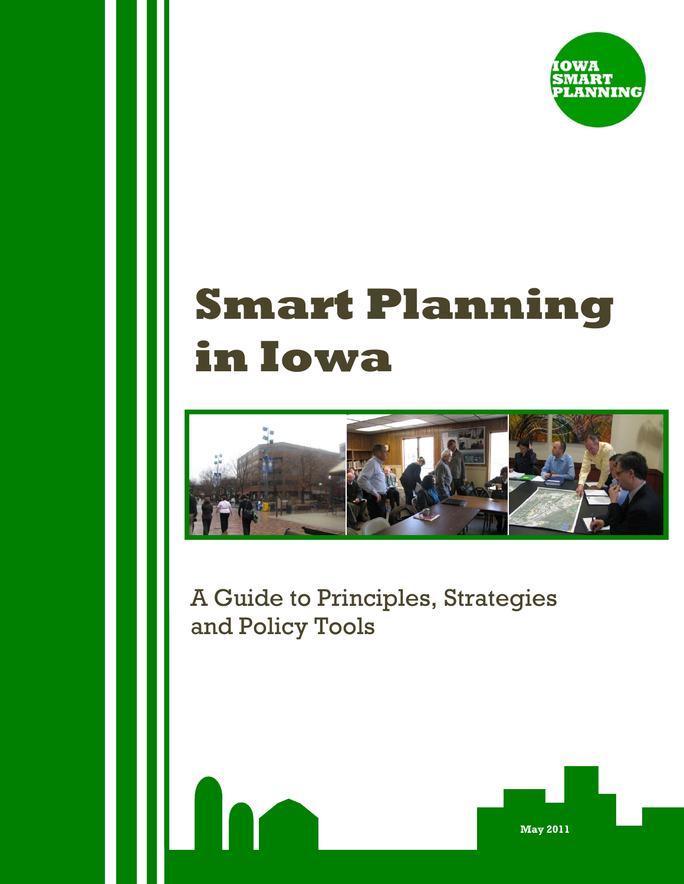IOWA SMART PLANNING

# Smart Planning in Iowa

A Guide to Principles, Strategies and Policy Tools

May 2011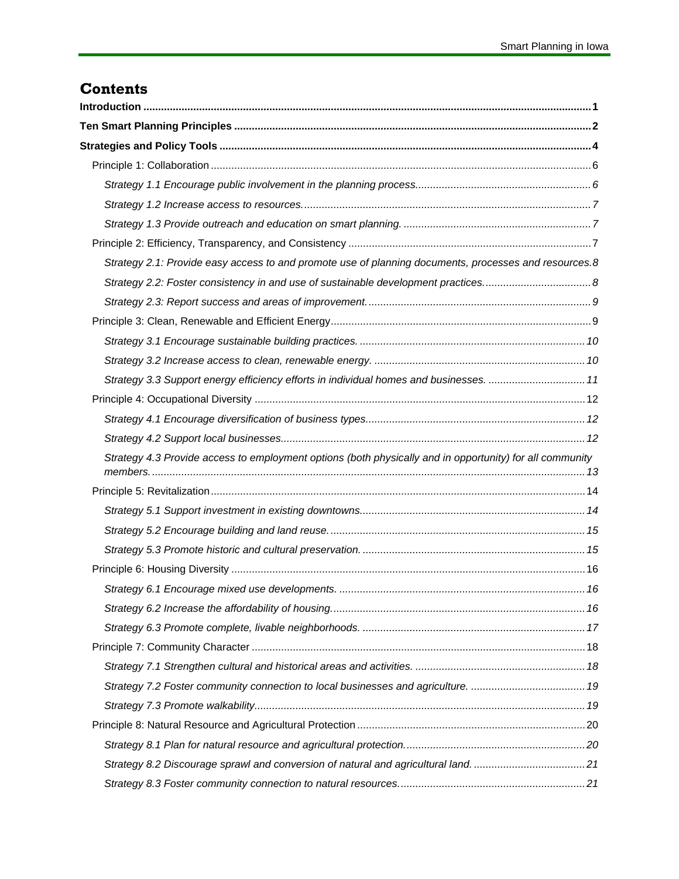# Contents

**Introduction** ........................................................................................................ **1**

**Ten Smart Planning Principles** ........................................................................... **2**

**Strategies and Policy Tools** ................................................................................ **4**

- Principle 1: Collaboration ................................................................................ 6
  - *Strategy 1.1 Encourage public involvement in the planning process.* ........................ *6*
  - *Strategy 1.2 Increase access to resources.* ............................................................. *7*
  - *Strategy 1.3 Provide outreach and education on smart planning.* .............................. *7*
- Principle 2: Efficiency, Transparency, and Consistency ............................................ 7
  - *Strategy 2.1: Provide easy access to and promote use of planning documents, processes and resources.* *8*
  - *Strategy 2.2: Foster consistency in and use of sustainable development practices.* ........... *8*
  - *Strategy 2.3: Report success and areas of improvement.* ............................................ *9*
- Principle 3: Clean, Renewable and Efficient Energy ................................................ 9
  - *Strategy 3.1 Encourage sustainable building practices.* ............................................ *10*
  - *Strategy 3.2 Increase access to clean, renewable energy.* ........................................ *10*
  - *Strategy 3.3 Support energy efficiency efforts in individual homes and businesses.* ........ *11*
- Principle 4: Occupational Diversity ..................................................................... 12
  - *Strategy 4.1 Encourage diversification of business types.* ........................................ *12*
  - *Strategy 4.2 Support local businesses.* ................................................................. *12*
  - *Strategy 4.3 Provide access to employment options (both physically and in opportunity) for all community members.* .......................................................................................... *13*
- Principle 5: Revitalization ................................................................................. 14
  - *Strategy 5.1 Support investment in existing downtowns.* .......................................... *14*
  - *Strategy 5.2 Encourage building and land reuse.* ..................................................... *15*
  - *Strategy 5.3 Promote historic and cultural preservation.* .......................................... *15*
- Principle 6: Housing Diversity ............................................................................ 16
  - *Strategy 6.1 Encourage mixed use developments.* .................................................. *16*
  - *Strategy 6.2 Increase the affordability of housing.* .................................................. *16*
  - *Strategy 6.3 Promote complete, livable neighborhoods.* ........................................... *17*
- Principle 7: Community Character ....................................................................... 18
  - *Strategy 7.1 Strengthen cultural and historical areas and activities.* ........................... *18*
  - *Strategy 7.2 Foster community connection to local businesses and agriculture.* ............ *19*
  - *Strategy 7.3 Promote walkability.* ........................................................................ *19*
- Principle 8: Natural Resource and Agricultural Protection ....................................... 20
  - *Strategy 8.1 Plan for natural resource and agricultural protection.* ............................ *20*
  - *Strategy 8.2 Discourage sprawl and conversion of natural and agricultural land.* ........... *21*
  - *Strategy 8.3 Foster community connection to natural resources.* ............................... *21*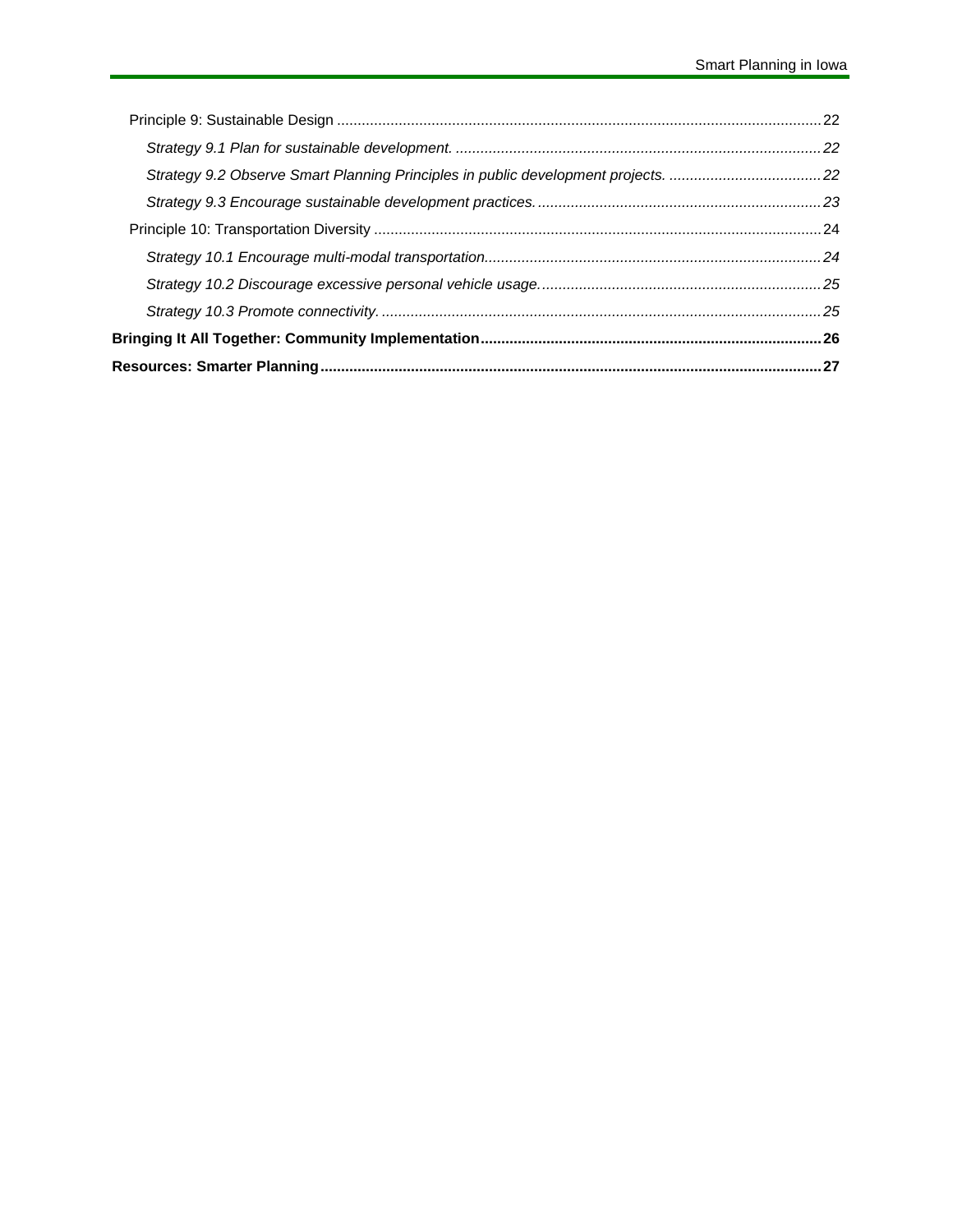Principle 9: Sustainable Design ..... 22

*Strategy 9.1 Plan for sustainable development.* ..... 22

*Strategy 9.2 Observe Smart Planning Principles in public development projects.* ..... 22

*Strategy 9.3 Encourage sustainable development practices.* ..... 23

Principle 10: Transportation Diversity ..... 24

*Strategy 10.1 Encourage multi-modal transportation.* ..... 24

*Strategy 10.2 Discourage excessive personal vehicle usage.* ..... 25

*Strategy 10.3 Promote connectivity.* ..... 25

**Bringing It All Together: Community Implementation ..... 26**

**Resources: Smarter Planning ..... 27**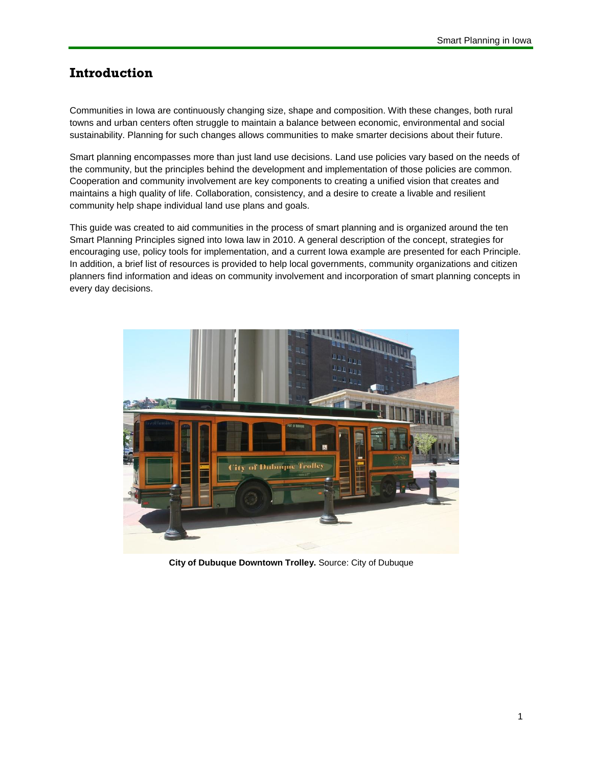# Introduction

Communities in Iowa are continuously changing size, shape and composition. With these changes, both rural towns and urban centers often struggle to maintain a balance between economic, environmental and social sustainability. Planning for such changes allows communities to make smarter decisions about their future.

Smart planning encompasses more than just land use decisions. Land use policies vary based on the needs of the community, but the principles behind the development and implementation of those policies are common. Cooperation and community involvement are key components to creating a unified vision that creates and maintains a high quality of life. Collaboration, consistency, and a desire to create a livable and resilient community help shape individual land use plans and goals.

This guide was created to aid communities in the process of smart planning and is organized around the ten Smart Planning Principles signed into Iowa law in 2010. A general description of the concept, strategies for encouraging use, policy tools for implementation, and a current Iowa example are presented for each Principle. In addition, a brief list of resources is provided to help local governments, community organizations and citizen planners find information and ideas on community involvement and incorporation of smart planning concepts in every day decisions.

**City of Dubuque Downtown Trolley.** Source: City of Dubuque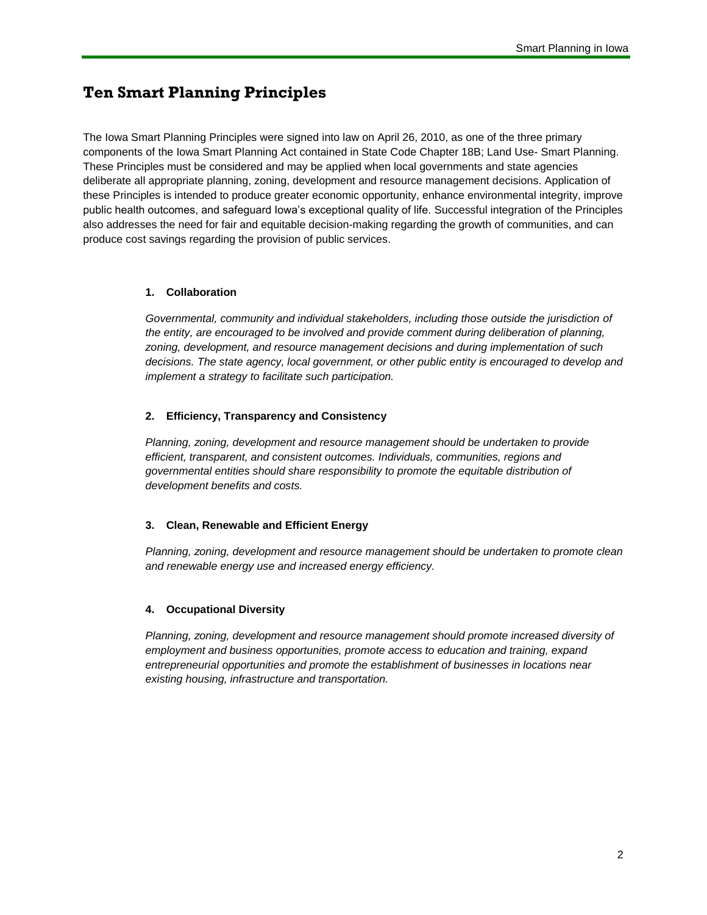## Ten Smart Planning Principles

The Iowa Smart Planning Principles were signed into law on April 26, 2010, as one of the three primary components of the Iowa Smart Planning Act contained in State Code Chapter 18B; Land Use- Smart Planning. These Principles must be considered and may be applied when local governments and state agencies deliberate all appropriate planning, zoning, development and resource management decisions. Application of these Principles is intended to produce greater economic opportunity, enhance environmental integrity, improve public health outcomes, and safeguard Iowa's exceptional quality of life. Successful integration of the Principles also addresses the need for fair and equitable decision-making regarding the growth of communities, and can produce cost savings regarding the provision of public services.

**1. Collaboration**

*Governmental, community and individual stakeholders, including those outside the jurisdiction of the entity, are encouraged to be involved and provide comment during deliberation of planning, zoning, development, and resource management decisions and during implementation of such decisions. The state agency, local government, or other public entity is encouraged to develop and implement a strategy to facilitate such participation.*

**2. Efficiency, Transparency and Consistency**

*Planning, zoning, development and resource management should be undertaken to provide efficient, transparent, and consistent outcomes. Individuals, communities, regions and governmental entities should share responsibility to promote the equitable distribution of development benefits and costs.*

**3. Clean, Renewable and Efficient Energy**

*Planning, zoning, development and resource management should be undertaken to promote clean and renewable energy use and increased energy efficiency.*

**4. Occupational Diversity**

*Planning, zoning, development and resource management should promote increased diversity of employment and business opportunities, promote access to education and training, expand entrepreneurial opportunities and promote the establishment of businesses in locations near existing housing, infrastructure and transportation.*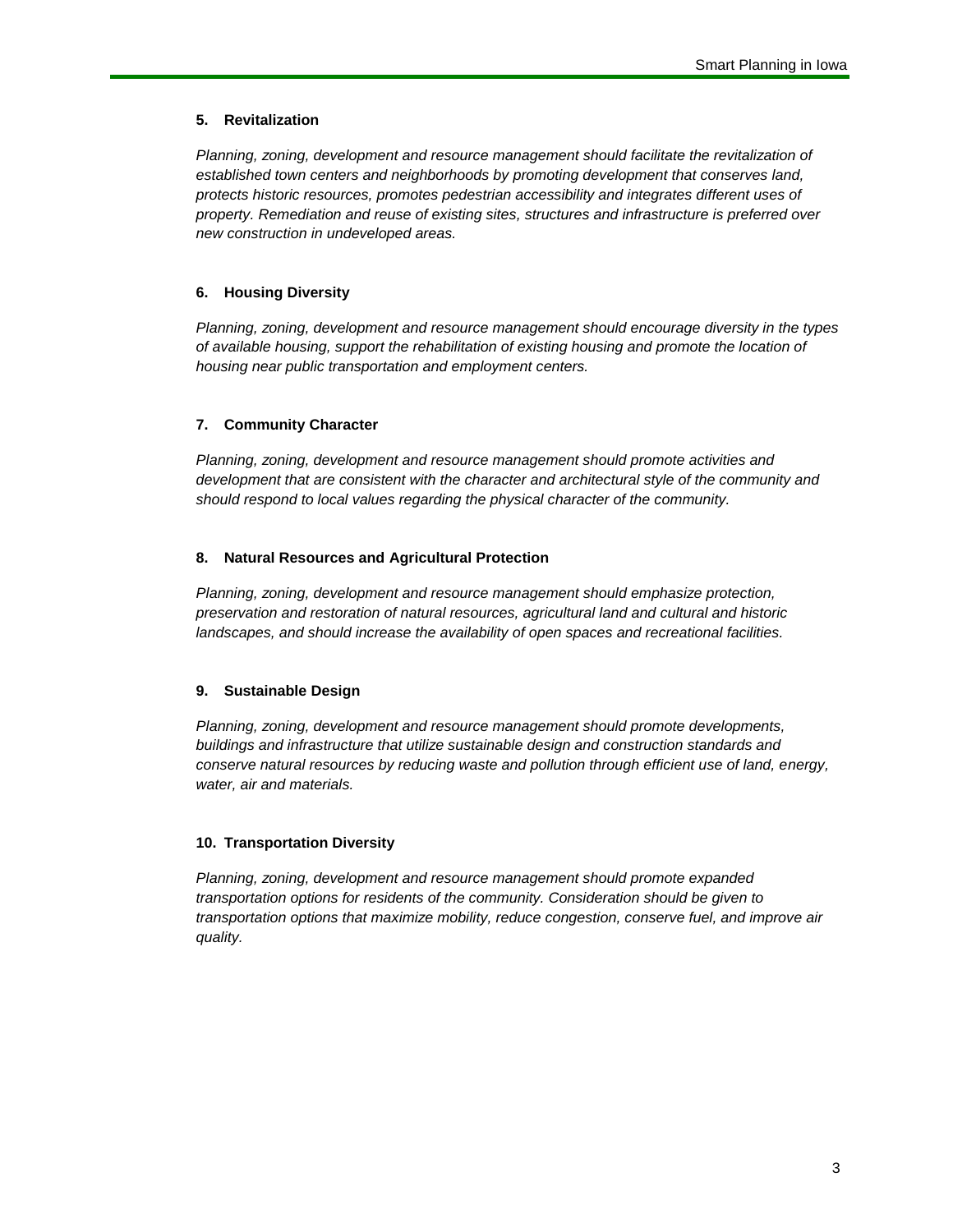**5. Revitalization**

*Planning, zoning, development and resource management should facilitate the revitalization of established town centers and neighborhoods by promoting development that conserves land, protects historic resources, promotes pedestrian accessibility and integrates different uses of property. Remediation and reuse of existing sites, structures and infrastructure is preferred over new construction in undeveloped areas.*

**6. Housing Diversity**

*Planning, zoning, development and resource management should encourage diversity in the types of available housing, support the rehabilitation of existing housing and promote the location of housing near public transportation and employment centers.*

**7. Community Character**

*Planning, zoning, development and resource management should promote activities and development that are consistent with the character and architectural style of the community and should respond to local values regarding the physical character of the community.*

**8. Natural Resources and Agricultural Protection**

*Planning, zoning, development and resource management should emphasize protection, preservation and restoration of natural resources, agricultural land and cultural and historic landscapes, and should increase the availability of open spaces and recreational facilities.*

**9. Sustainable Design**

*Planning, zoning, development and resource management should promote developments, buildings and infrastructure that utilize sustainable design and construction standards and conserve natural resources by reducing waste and pollution through efficient use of land, energy, water, air and materials.*

**10. Transportation Diversity**

*Planning, zoning, development and resource management should promote expanded transportation options for residents of the community. Consideration should be given to transportation options that maximize mobility, reduce congestion, conserve fuel, and improve air quality.*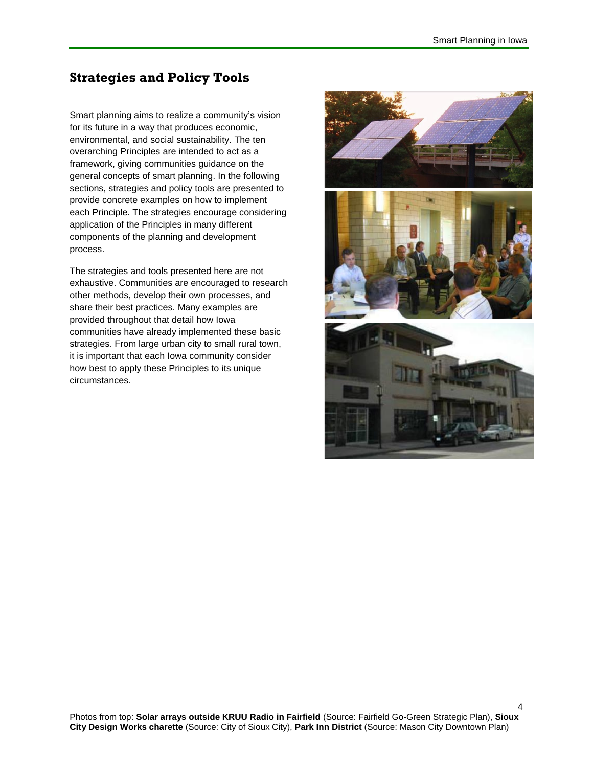## Strategies and Policy Tools

Smart planning aims to realize a community's vision for its future in a way that produces economic, environmental, and social sustainability. The ten overarching Principles are intended to act as a framework, giving communities guidance on the general concepts of smart planning. In the following sections, strategies and policy tools are presented to provide concrete examples on how to implement each Principle. The strategies encourage considering application of the Principles in many different components of the planning and development process.

The strategies and tools presented here are not exhaustive. Communities are encouraged to research other methods, develop their own processes, and share their best practices. Many examples are provided throughout that detail how Iowa communities have already implemented these basic strategies. From large urban city to small rural town, it is important that each Iowa community consider how best to apply these Principles to its unique circumstances.

Photos from top: **Solar arrays outside KRUU Radio in Fairfield** (Source: Fairfield Go-Green Strategic Plan), **Sioux City Design Works charette** (Source: City of Sioux City), **Park Inn District** (Source: Mason City Downtown Plan)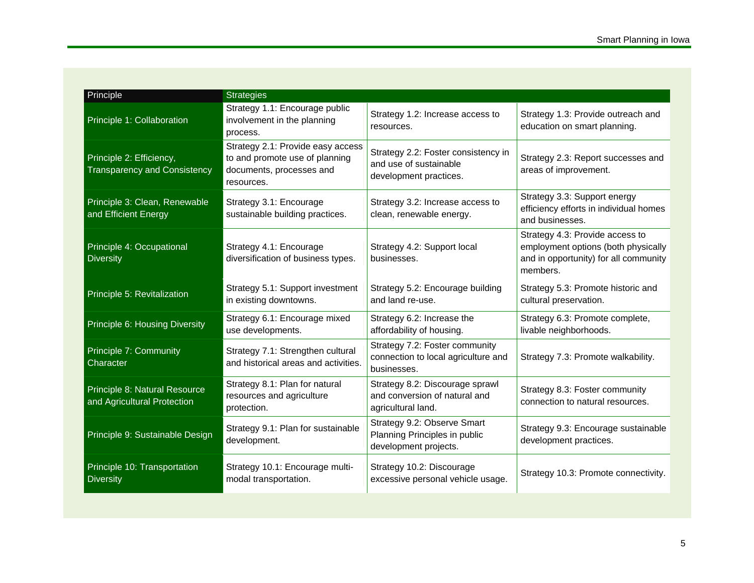| Principle | Strategies | | |
|---|---|---|---|
| Principle 1: Collaboration | Strategy 1.1: Encourage public involvement in the planning process. | Strategy 1.2: Increase access to resources. | Strategy 1.3: Provide outreach and education on smart planning. |
| Principle 2: Efficiency, Transparency and Consistency | Strategy 2.1: Provide easy access to and promote use of planning documents, processes and resources. | Strategy 2.2: Foster consistency in and use of sustainable development practices. | Strategy 2.3: Report successes and areas of improvement. |
| Principle 3: Clean, Renewable and Efficient Energy | Strategy 3.1: Encourage sustainable building practices. | Strategy 3.2: Increase access to clean, renewable energy. | Strategy 3.3: Support energy efficiency efforts in individual homes and businesses. |
| Principle 4: Occupational Diversity | Strategy 4.1: Encourage diversification of business types. | Strategy 4.2: Support local businesses. | Strategy 4.3: Provide access to employment options (both physically and in opportunity) for all community members. |
| Principle 5: Revitalization | Strategy 5.1: Support investment in existing downtowns. | Strategy 5.2: Encourage building and land re-use. | Strategy 5.3: Promote historic and cultural preservation. |
| Principle 6: Housing Diversity | Strategy 6.1: Encourage mixed use developments. | Strategy 6.2: Increase the affordability of housing. | Strategy 6.3: Promote complete, livable neighborhoods. |
| Principle 7: Community Character | Strategy 7.1: Strengthen cultural and historical areas and activities. | Strategy 7.2: Foster community connection to local agriculture and businesses. | Strategy 7.3: Promote walkability. |
| Principle 8: Natural Resource and Agricultural Protection | Strategy 8.1: Plan for natural resources and agriculture protection. | Strategy 8.2: Discourage sprawl and conversion of natural and agricultural land. | Strategy 8.3: Foster community connection to natural resources. |
| Principle 9: Sustainable Design | Strategy 9.1: Plan for sustainable development. | Strategy 9.2: Observe Smart Planning Principles in public development projects. | Strategy 9.3: Encourage sustainable development practices. |
| Principle 10: Transportation Diversity | Strategy 10.1: Encourage multi-modal transportation. | Strategy 10.2: Discourage excessive personal vehicle usage. | Strategy 10.3: Promote connectivity. |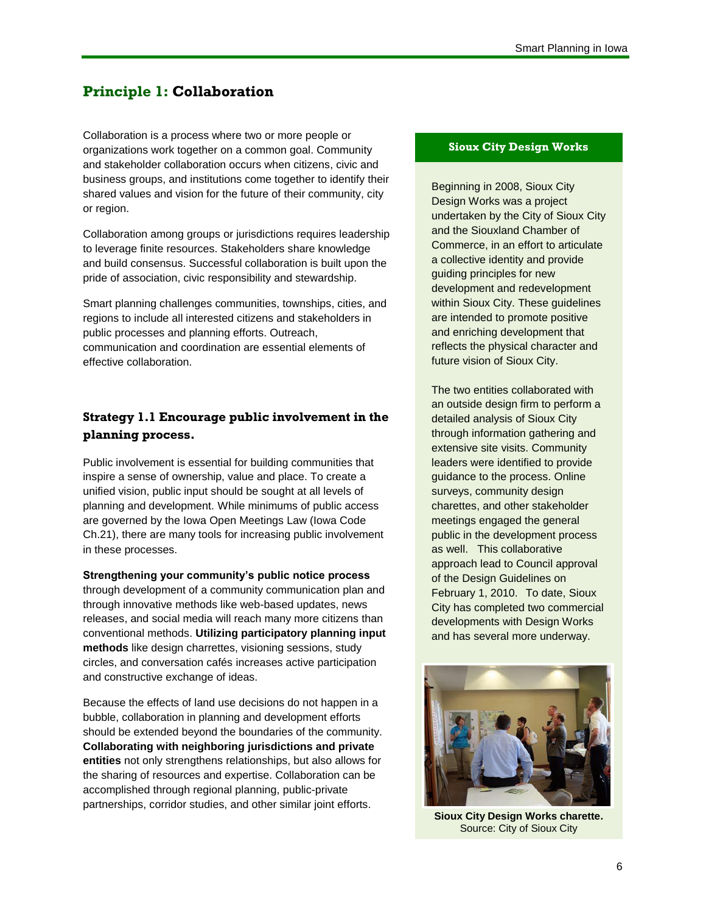## Principle 1: Collaboration

Collaboration is a process where two or more people or organizations work together on a common goal. Community and stakeholder collaboration occurs when citizens, civic and business groups, and institutions come together to identify their shared values and vision for the future of their community, city or region.

Collaboration among groups or jurisdictions requires leadership to leverage finite resources. Stakeholders share knowledge and build consensus. Successful collaboration is built upon the pride of association, civic responsibility and stewardship.

Smart planning challenges communities, townships, cities, and regions to include all interested citizens and stakeholders in public processes and planning efforts. Outreach, communication and coordination are essential elements of effective collaboration.

### Strategy 1.1 Encourage public involvement in the planning process.

Public involvement is essential for building communities that inspire a sense of ownership, value and place. To create a unified vision, public input should be sought at all levels of planning and development. While minimums of public access are governed by the Iowa Open Meetings Law (Iowa Code Ch.21), there are many tools for increasing public involvement in these processes.

**Strengthening your community's public notice process** through development of a community communication plan and through innovative methods like web-based updates, news releases, and social media will reach many more citizens than conventional methods. **Utilizing participatory planning input methods** like design charrettes, visioning sessions, study circles, and conversation cafés increases active participation and constructive exchange of ideas.

Because the effects of land use decisions do not happen in a bubble, collaboration in planning and development efforts should be extended beyond the boundaries of the community. **Collaborating with neighboring jurisdictions and private entities** not only strengthens relationships, but also allows for the sharing of resources and expertise. Collaboration can be accomplished through regional planning, public-private partnerships, corridor studies, and other similar joint efforts.

#### Sioux City Design Works

Beginning in 2008, Sioux City Design Works was a project undertaken by the City of Sioux City and the Siouxland Chamber of Commerce, in an effort to articulate a collective identity and provide guiding principles for new development and redevelopment within Sioux City. These guidelines are intended to promote positive and enriching development that reflects the physical character and future vision of Sioux City.

The two entities collaborated with an outside design firm to perform a detailed analysis of Sioux City through information gathering and extensive site visits. Community leaders were identified to provide guidance to the process. Online surveys, community design charettes, and other stakeholder meetings engaged the general public in the development process as well. This collaborative approach lead to Council approval of the Design Guidelines on February 1, 2010. To date, Sioux City has completed two commercial developments with Design Works and has several more underway.

**Sioux City Design Works charette.** Source: City of Sioux City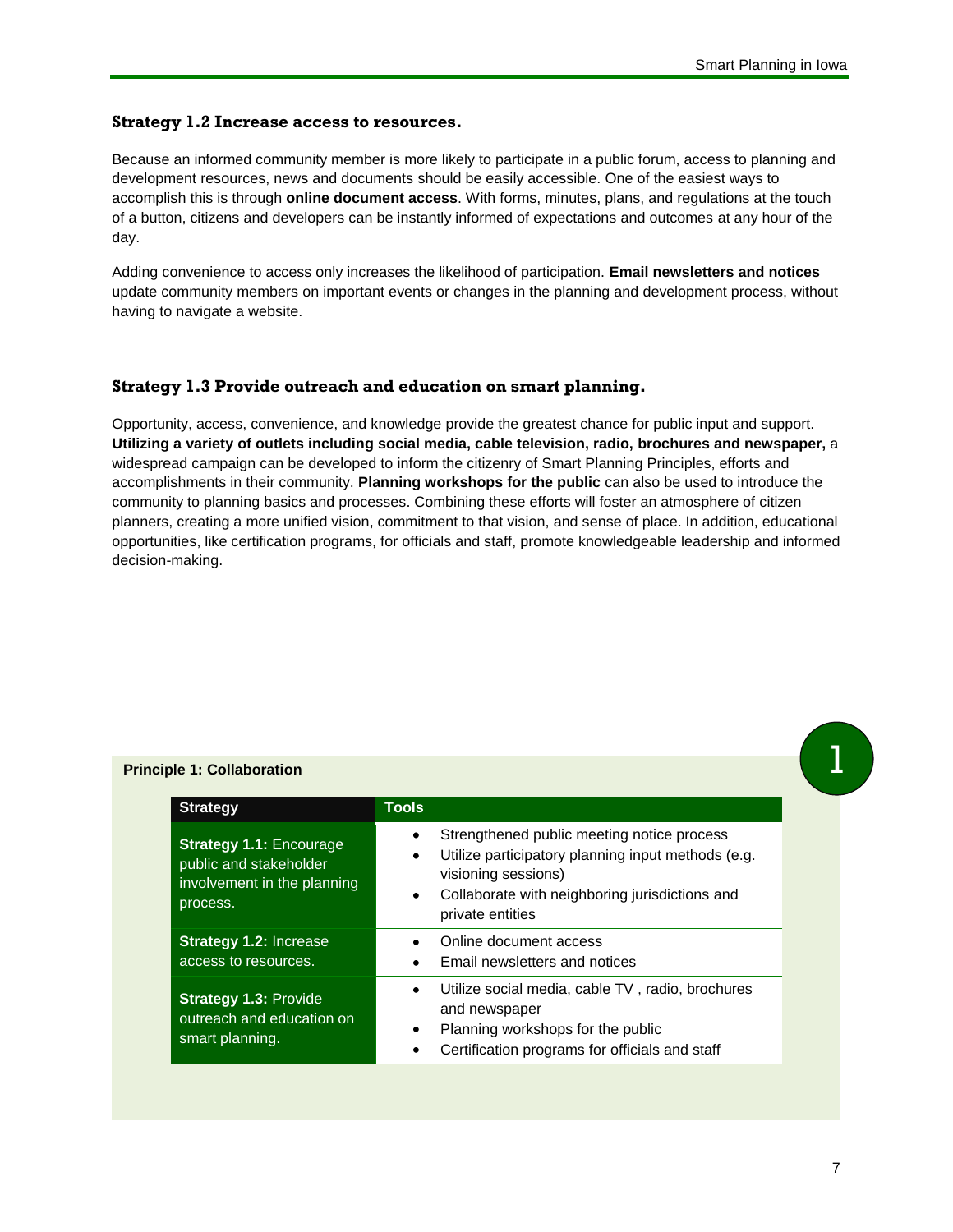### Strategy 1.2 Increase access to resources.

Because an informed community member is more likely to participate in a public forum, access to planning and development resources, news and documents should be easily accessible. One of the easiest ways to accomplish this is through **online document access**. With forms, minutes, plans, and regulations at the touch of a button, citizens and developers can be instantly informed of expectations and outcomes at any hour of the day.

Adding convenience to access only increases the likelihood of participation. **Email newsletters and notices** update community members on important events or changes in the planning and development process, without having to navigate a website.

### Strategy 1.3 Provide outreach and education on smart planning.

Opportunity, access, convenience, and knowledge provide the greatest chance for public input and support. **Utilizing a variety of outlets including social media, cable television, radio, brochures and newspaper,** a widespread campaign can be developed to inform the citizenry of Smart Planning Principles, efforts and accomplishments in their community. **Planning workshops for the public** can also be used to introduce the community to planning basics and processes. Combining these efforts will foster an atmosphere of citizen planners, creating a more unified vision, commitment to that vision, and sense of place. In addition, educational opportunities, like certification programs, for officials and staff, promote knowledgeable leadership and informed decision-making.

**Principle 1: Collaboration**

| Strategy | Tools |
| --- | --- |
| **Strategy 1.1:** Encourage public and stakeholder involvement in the planning process. | • Strengthened public meeting notice process<br>• Utilize participatory planning input methods (e.g. visioning sessions)<br>• Collaborate with neighboring jurisdictions and private entities |
| **Strategy 1.2:** Increase access to resources. | • Online document access<br>• Email newsletters and notices |
| **Strategy 1.3:** Provide outreach and education on smart planning. | • Utilize social media, cable TV , radio, brochures and newspaper<br>• Planning workshops for the public<br>• Certification programs for officials and staff |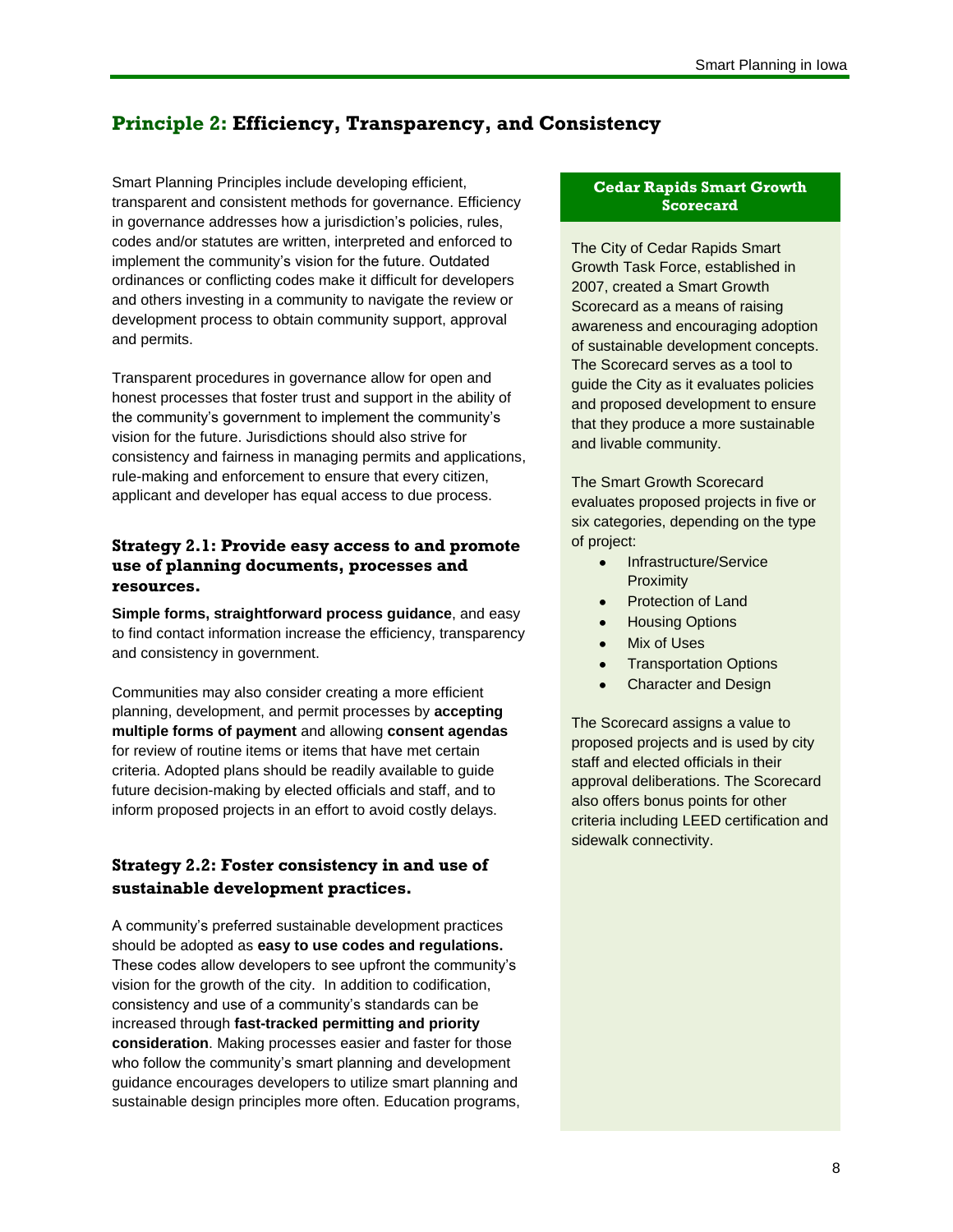## **Principle 2:** Efficiency, Transparency, and Consistency

Smart Planning Principles include developing efficient, transparent and consistent methods for governance. Efficiency in governance addresses how a jurisdiction's policies, rules, codes and/or statutes are written, interpreted and enforced to implement the community's vision for the future. Outdated ordinances or conflicting codes make it difficult for developers and others investing in a community to navigate the review or development process to obtain community support, approval and permits.

Transparent procedures in governance allow for open and honest processes that foster trust and support in the ability of the community's government to implement the community's vision for the future. Jurisdictions should also strive for consistency and fairness in managing permits and applications, rule-making and enforcement to ensure that every citizen, applicant and developer has equal access to due process.

### Strategy 2.1: Provide easy access to and promote use of planning documents, processes and resources.

**Simple forms, straightforward process guidance**, and easy to find contact information increase the efficiency, transparency and consistency in government.

Communities may also consider creating a more efficient planning, development, and permit processes by **accepting multiple forms of payment** and allowing **consent agendas** for review of routine items or items that have met certain criteria. Adopted plans should be readily available to guide future decision-making by elected officials and staff, and to inform proposed projects in an effort to avoid costly delays.

### Strategy 2.2: Foster consistency in and use of sustainable development practices.

A community's preferred sustainable development practices should be adopted as **easy to use codes and regulations.** These codes allow developers to see upfront the community's vision for the growth of the city. In addition to codification, consistency and use of a community's standards can be increased through **fast-tracked permitting and priority consideration**. Making processes easier and faster for those who follow the community's smart planning and development guidance encourages developers to utilize smart planning and sustainable design principles more often. Education programs,

### Cedar Rapids Smart Growth Scorecard

The City of Cedar Rapids Smart Growth Task Force, established in 2007, created a Smart Growth Scorecard as a means of raising awareness and encouraging adoption of sustainable development concepts. The Scorecard serves as a tool to guide the City as it evaluates policies and proposed development to ensure that they produce a more sustainable and livable community.

The Smart Growth Scorecard evaluates proposed projects in five or six categories, depending on the type of project:

- Infrastructure/Service Proximity
- Protection of Land
- Housing Options
- Mix of Uses
- Transportation Options
- Character and Design

The Scorecard assigns a value to proposed projects and is used by city staff and elected officials in their approval deliberations. The Scorecard also offers bonus points for other criteria including LEED certification and sidewalk connectivity.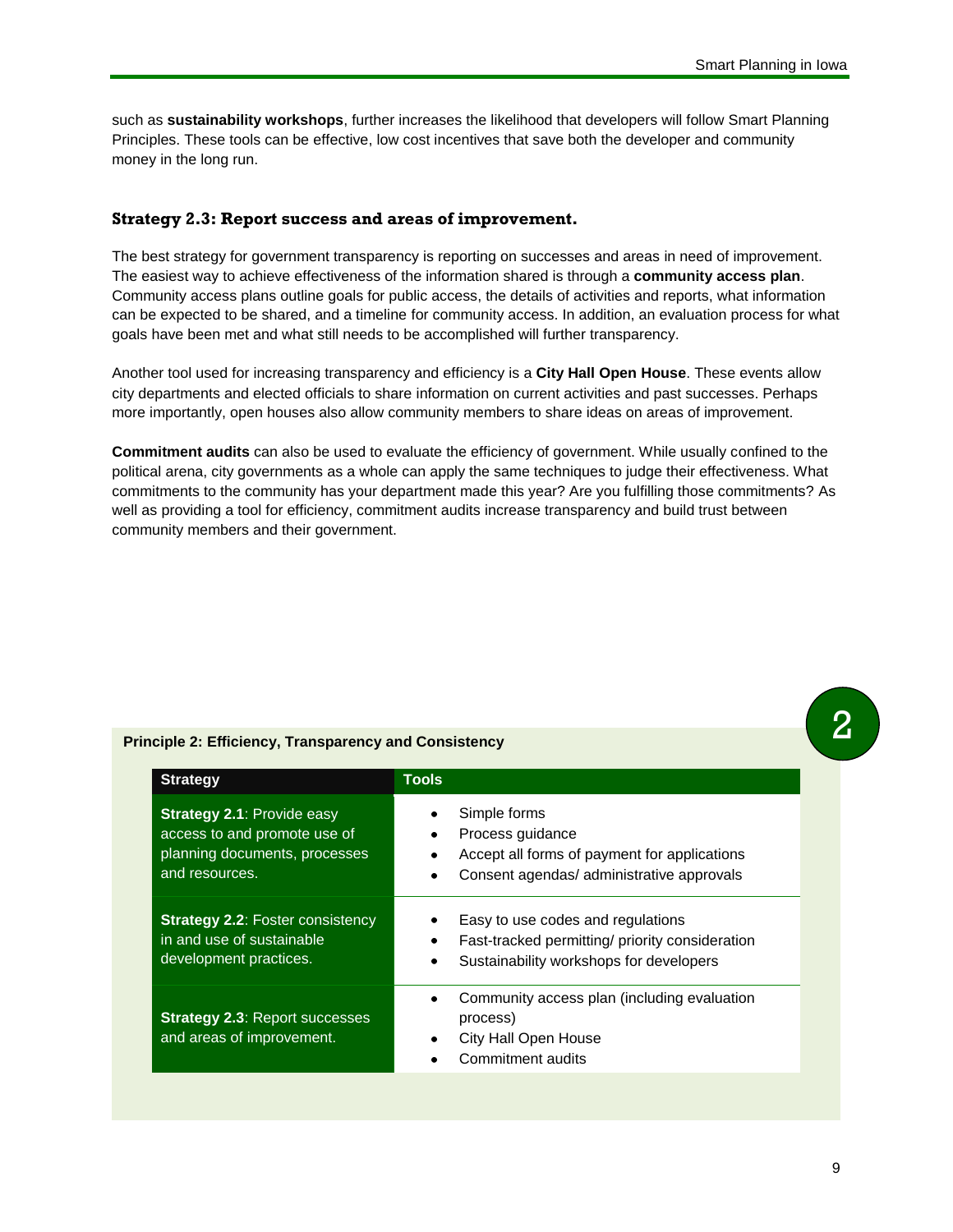such as **sustainability workshops**, further increases the likelihood that developers will follow Smart Planning Principles. These tools can be effective, low cost incentives that save both the developer and community money in the long run.

### Strategy 2.3: Report success and areas of improvement.

The best strategy for government transparency is reporting on successes and areas in need of improvement. The easiest way to achieve effectiveness of the information shared is through a **community access plan**. Community access plans outline goals for public access, the details of activities and reports, what information can be expected to be shared, and a timeline for community access. In addition, an evaluation process for what goals have been met and what still needs to be accomplished will further transparency.

Another tool used for increasing transparency and efficiency is a **City Hall Open House**. These events allow city departments and elected officials to share information on current activities and past successes. Perhaps more importantly, open houses also allow community members to share ideas on areas of improvement.

**Commitment audits** can also be used to evaluate the efficiency of government. While usually confined to the political arena, city governments as a whole can apply the same techniques to judge their effectiveness. What commitments to the community has your department made this year? Are you fulfilling those commitments? As well as providing a tool for efficiency, commitment audits increase transparency and build trust between community members and their government.

**Principle 2: Efficiency, Transparency and Consistency**

| Strategy | Tools |
|---|---|
| **Strategy 2.1**: Provide easy access to and promote use of planning documents, processes and resources. | • Simple forms<br>• Process guidance<br>• Accept all forms of payment for applications<br>• Consent agendas/ administrative approvals |
| **Strategy 2.2**: Foster consistency in and use of sustainable development practices. | • Easy to use codes and regulations<br>• Fast-tracked permitting/ priority consideration<br>• Sustainability workshops for developers |
| **Strategy 2.3**: Report successes and areas of improvement. | • Community access plan (including evaluation process)<br>• City Hall Open House<br>• Commitment audits |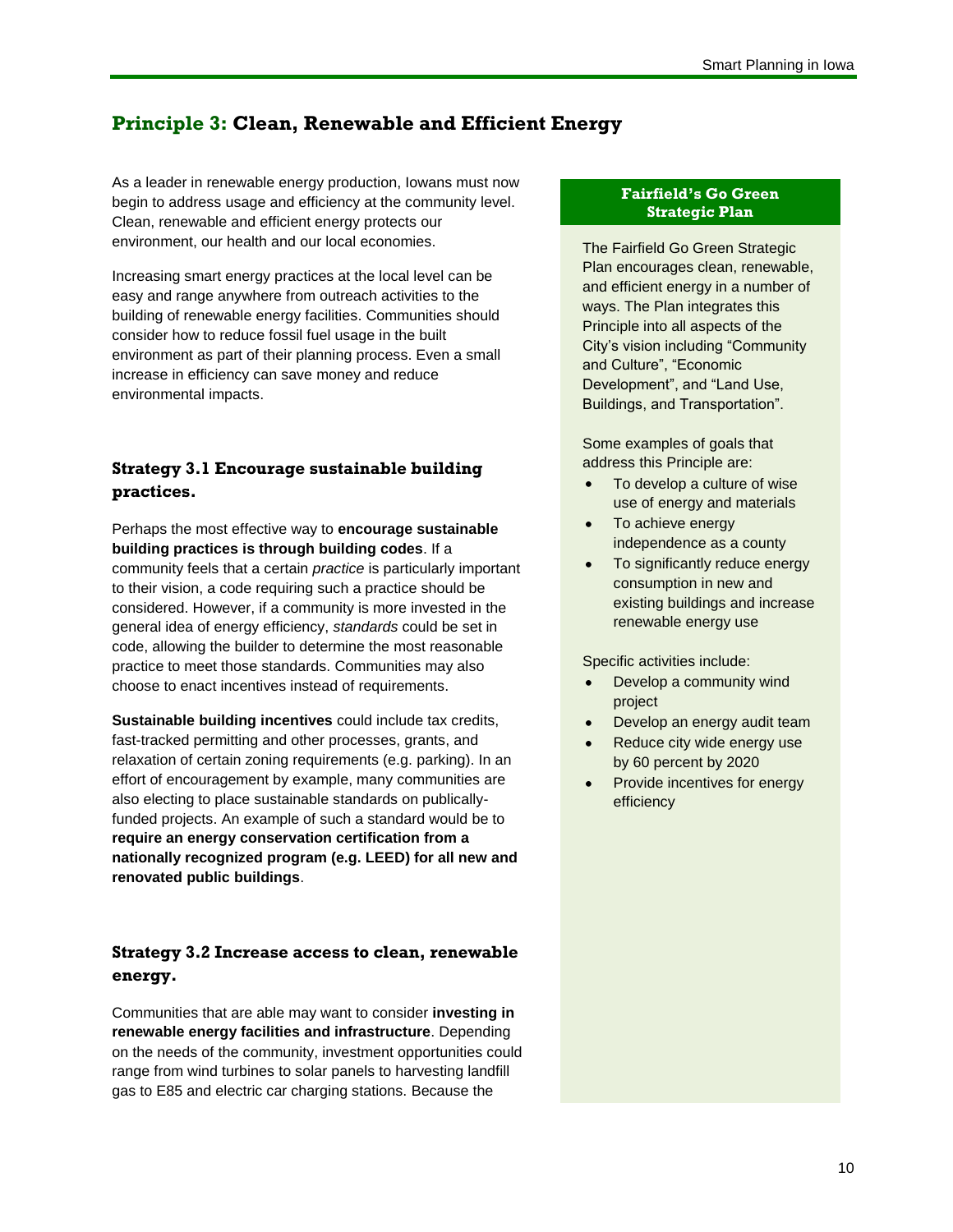## **Principle 3:** Clean, Renewable and Efficient Energy

As a leader in renewable energy production, Iowans must now begin to address usage and efficiency at the community level. Clean, renewable and efficient energy protects our environment, our health and our local economies.

Increasing smart energy practices at the local level can be easy and range anywhere from outreach activities to the building of renewable energy facilities. Communities should consider how to reduce fossil fuel usage in the built environment as part of their planning process. Even a small increase in efficiency can save money and reduce environmental impacts.

### Strategy 3.1 Encourage sustainable building practices.

Perhaps the most effective way to **encourage sustainable building practices is through building codes**. If a community feels that a certain *practice* is particularly important to their vision, a code requiring such a practice should be considered. However, if a community is more invested in the general idea of energy efficiency, *standards* could be set in code, allowing the builder to determine the most reasonable practice to meet those standards. Communities may also choose to enact incentives instead of requirements.

**Sustainable building incentives** could include tax credits, fast-tracked permitting and other processes, grants, and relaxation of certain zoning requirements (e.g. parking). In an effort of encouragement by example, many communities are also electing to place sustainable standards on publically-funded projects. An example of such a standard would be to **require an energy conservation certification from a nationally recognized program (e.g. LEED) for all new and renovated public buildings**.

### Strategy 3.2 Increase access to clean, renewable energy.

Communities that are able may want to consider **investing in renewable energy facilities and infrastructure**. Depending on the needs of the community, investment opportunities could range from wind turbines to solar panels to harvesting landfill gas to E85 and electric car charging stations. Because the

#### Fairfield's Go Green Strategic Plan

The Fairfield Go Green Strategic Plan encourages clean, renewable, and efficient energy in a number of ways. The Plan integrates this Principle into all aspects of the City's vision including "Community and Culture", "Economic Development", and "Land Use, Buildings, and Transportation".

Some examples of goals that address this Principle are:

- To develop a culture of wise use of energy and materials
- To achieve energy independence as a county
- To significantly reduce energy consumption in new and existing buildings and increase renewable energy use

Specific activities include:

- Develop a community wind project
- Develop an energy audit team
- Reduce city wide energy use by 60 percent by 2020
- Provide incentives for energy efficiency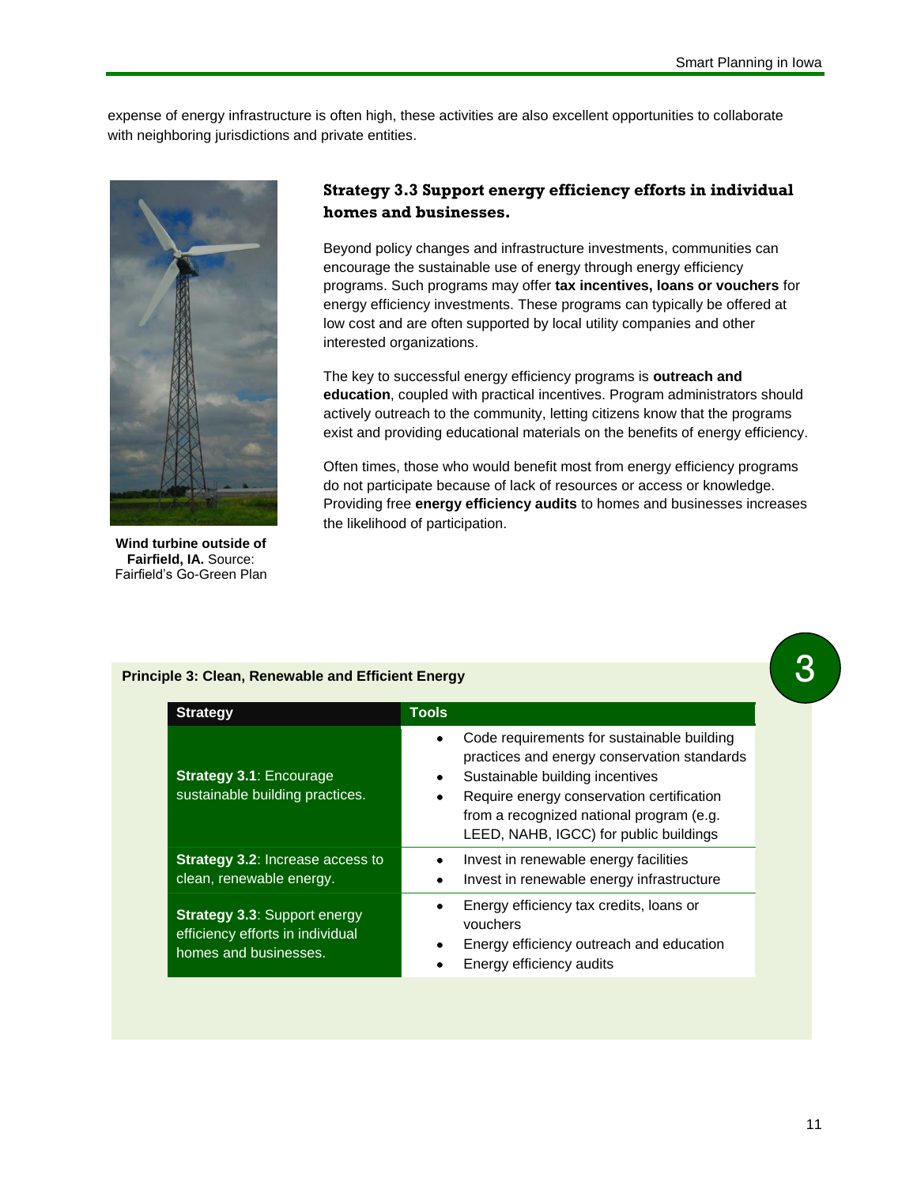expense of energy infrastructure is often high, these activities are also excellent opportunities to collaborate with neighboring jurisdictions and private entities.

**Wind turbine outside of Fairfield, IA.** Source: Fairfield's Go-Green Plan

### Strategy 3.3 Support energy efficiency efforts in individual homes and businesses.

Beyond policy changes and infrastructure investments, communities can encourage the sustainable use of energy through energy efficiency programs. Such programs may offer **tax incentives, loans or vouchers** for energy efficiency investments. These programs can typically be offered at low cost and are often supported by local utility companies and other interested organizations.

The key to successful energy efficiency programs is **outreach and education**, coupled with practical incentives. Program administrators should actively outreach to the community, letting citizens know that the programs exist and providing educational materials on the benefits of energy efficiency.

Often times, those who would benefit most from energy efficiency programs do not participate because of lack of resources or access or knowledge. Providing free **energy efficiency audits** to homes and businesses increases the likelihood of participation.

**Principle 3: Clean, Renewable and Efficient Energy**

| Strategy | Tools |
|---|---|
| **Strategy 3.1**: Encourage sustainable building practices. | • Code requirements for sustainable building practices and energy conservation standards<br>• Sustainable building incentives<br>• Require energy conservation certification from a recognized national program (e.g. LEED, NAHB, IGCC) for public buildings |
| **Strategy 3.2**: Increase access to clean, renewable energy. | • Invest in renewable energy facilities<br>• Invest in renewable energy infrastructure |
| **Strategy 3.3**: Support energy efficiency efforts in individual homes and businesses. | • Energy efficiency tax credits, loans or vouchers<br>• Energy efficiency outreach and education<br>• Energy efficiency audits |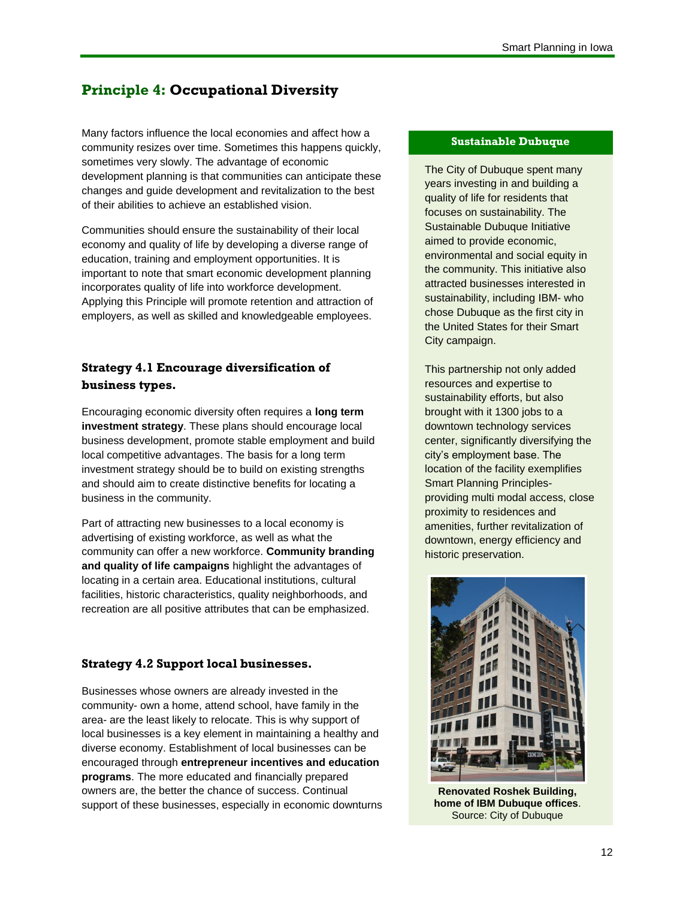## Principle 4: Occupational Diversity

Many factors influence the local economies and affect how a community resizes over time. Sometimes this happens quickly, sometimes very slowly. The advantage of economic development planning is that communities can anticipate these changes and guide development and revitalization to the best of their abilities to achieve an established vision.

Communities should ensure the sustainability of their local economy and quality of life by developing a diverse range of education, training and employment opportunities. It is important to note that smart economic development planning incorporates quality of life into workforce development. Applying this Principle will promote retention and attraction of employers, as well as skilled and knowledgeable employees.

### Strategy 4.1 Encourage diversification of business types.

Encouraging economic diversity often requires a **long term investment strategy**. These plans should encourage local business development, promote stable employment and build local competitive advantages. The basis for a long term investment strategy should be to build on existing strengths and should aim to create distinctive benefits for locating a business in the community.

Part of attracting new businesses to a local economy is advertising of existing workforce, as well as what the community can offer a new workforce. **Community branding and quality of life campaigns** highlight the advantages of locating in a certain area. Educational institutions, cultural facilities, historic characteristics, quality neighborhoods, and recreation are all positive attributes that can be emphasized.

### Strategy 4.2 Support local businesses.

Businesses whose owners are already invested in the community- own a home, attend school, have family in the area- are the least likely to relocate. This is why support of local businesses is a key element in maintaining a healthy and diverse economy. Establishment of local businesses can be encouraged through **entrepreneur incentives and education programs**. The more educated and financially prepared owners are, the better the chance of success. Continual support of these businesses, especially in economic downturns

**Sustainable Dubuque**

The City of Dubuque spent many years investing in and building a quality of life for residents that focuses on sustainability. The Sustainable Dubuque Initiative aimed to provide economic, environmental and social equity in the community. This initiative also attracted businesses interested in sustainability, including IBM- who chose Dubuque as the first city in the United States for their Smart City campaign.

This partnership not only added resources and expertise to sustainability efforts, but also brought with it 1300 jobs to a downtown technology services center, significantly diversifying the city's employment base. The location of the facility exemplifies Smart Planning Principles- providing multi modal access, close proximity to residences and amenities, further revitalization of downtown, energy efficiency and historic preservation.

**Renovated Roshek Building, home of IBM Dubuque offices**. Source: City of Dubuque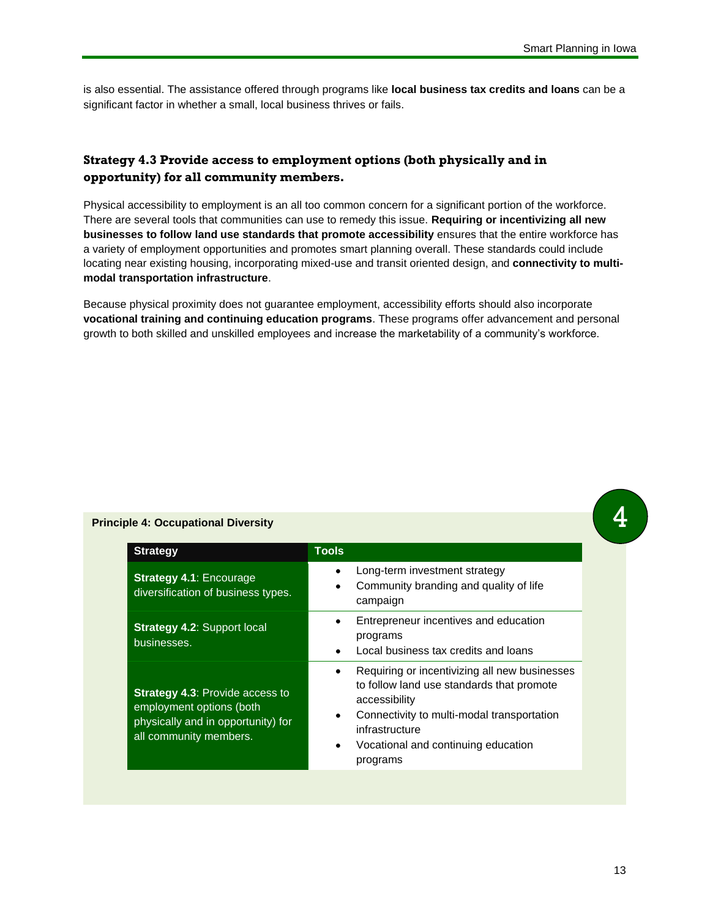is also essential. The assistance offered through programs like **local business tax credits and loans** can be a significant factor in whether a small, local business thrives or fails.

### Strategy 4.3 Provide access to employment options (both physically and in opportunity) for all community members.

Physical accessibility to employment is an all too common concern for a significant portion of the workforce. There are several tools that communities can use to remedy this issue. **Requiring or incentivizing all new businesses to follow land use standards that promote accessibility** ensures that the entire workforce has a variety of employment opportunities and promotes smart planning overall. These standards could include locating near existing housing, incorporating mixed-use and transit oriented design, and **connectivity to multi-modal transportation infrastructure**.

Because physical proximity does not guarantee employment, accessibility efforts should also incorporate **vocational training and continuing education programs**. These programs offer advancement and personal growth to both skilled and unskilled employees and increase the marketability of a community's workforce.

**Principle 4: Occupational Diversity**

| Strategy | Tools |
|---|---|
| **Strategy 4.1**: Encourage diversification of business types. | • Long-term investment strategy<br>• Community branding and quality of life campaign |
| **Strategy 4.2**: Support local businesses. | • Entrepreneur incentives and education programs<br>• Local business tax credits and loans |
| **Strategy 4.3**: Provide access to employment options (both physically and in opportunity) for all community members. | • Requiring or incentivizing all new businesses to follow land use standards that promote accessibility<br>• Connectivity to multi-modal transportation infrastructure<br>• Vocational and continuing education programs |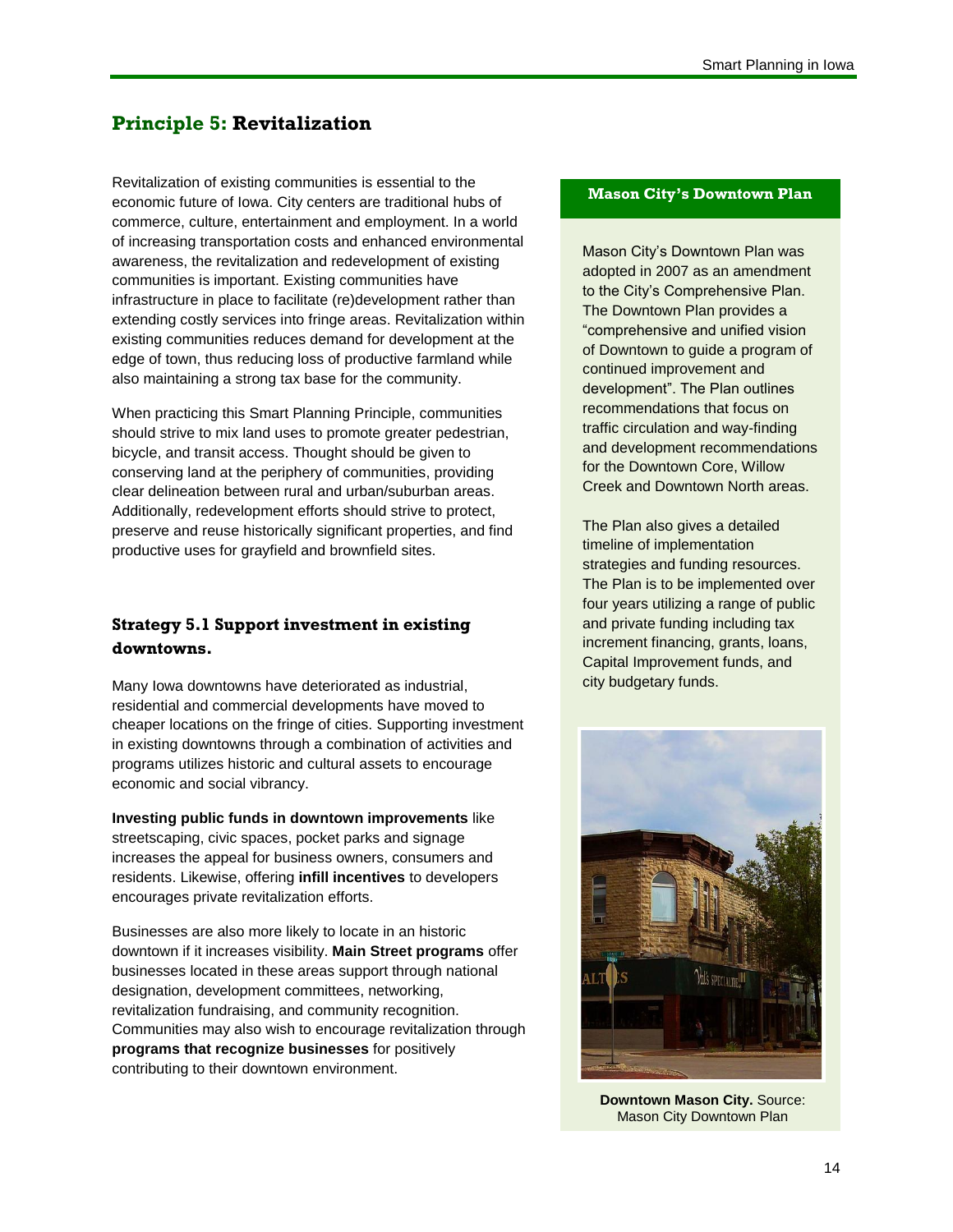## **Principle 5:** Revitalization

Revitalization of existing communities is essential to the economic future of Iowa. City centers are traditional hubs of commerce, culture, entertainment and employment. In a world of increasing transportation costs and enhanced environmental awareness, the revitalization and redevelopment of existing communities is important. Existing communities have infrastructure in place to facilitate (re)development rather than extending costly services into fringe areas. Revitalization within existing communities reduces demand for development at the edge of town, thus reducing loss of productive farmland while also maintaining a strong tax base for the community.

When practicing this Smart Planning Principle, communities should strive to mix land uses to promote greater pedestrian, bicycle, and transit access. Thought should be given to conserving land at the periphery of communities, providing clear delineation between rural and urban/suburban areas. Additionally, redevelopment efforts should strive to protect, preserve and reuse historically significant properties, and find productive uses for grayfield and brownfield sites.

### Strategy 5.1 Support investment in existing downtowns.

Many Iowa downtowns have deteriorated as industrial, residential and commercial developments have moved to cheaper locations on the fringe of cities. Supporting investment in existing downtowns through a combination of activities and programs utilizes historic and cultural assets to encourage economic and social vibrancy.

**Investing public funds in downtown improvements** like streetscaping, civic spaces, pocket parks and signage increases the appeal for business owners, consumers and residents. Likewise, offering **infill incentives** to developers encourages private revitalization efforts.

Businesses are also more likely to locate in an historic downtown if it increases visibility. **Main Street programs** offer businesses located in these areas support through national designation, development committees, networking, revitalization fundraising, and community recognition. Communities may also wish to encourage revitalization through **programs that recognize businesses** for positively contributing to their downtown environment.

**Mason City's Downtown Plan**

Mason City's Downtown Plan was adopted in 2007 as an amendment to the City's Comprehensive Plan. The Downtown Plan provides a "comprehensive and unified vision of Downtown to guide a program of continued improvement and development". The Plan outlines recommendations that focus on traffic circulation and way-finding and development recommendations for the Downtown Core, Willow Creek and Downtown North areas.

The Plan also gives a detailed timeline of implementation strategies and funding resources. The Plan is to be implemented over four years utilizing a range of public and private funding including tax increment financing, grants, loans, Capital Improvement funds, and city budgetary funds.

**Downtown Mason City.** Source: Mason City Downtown Plan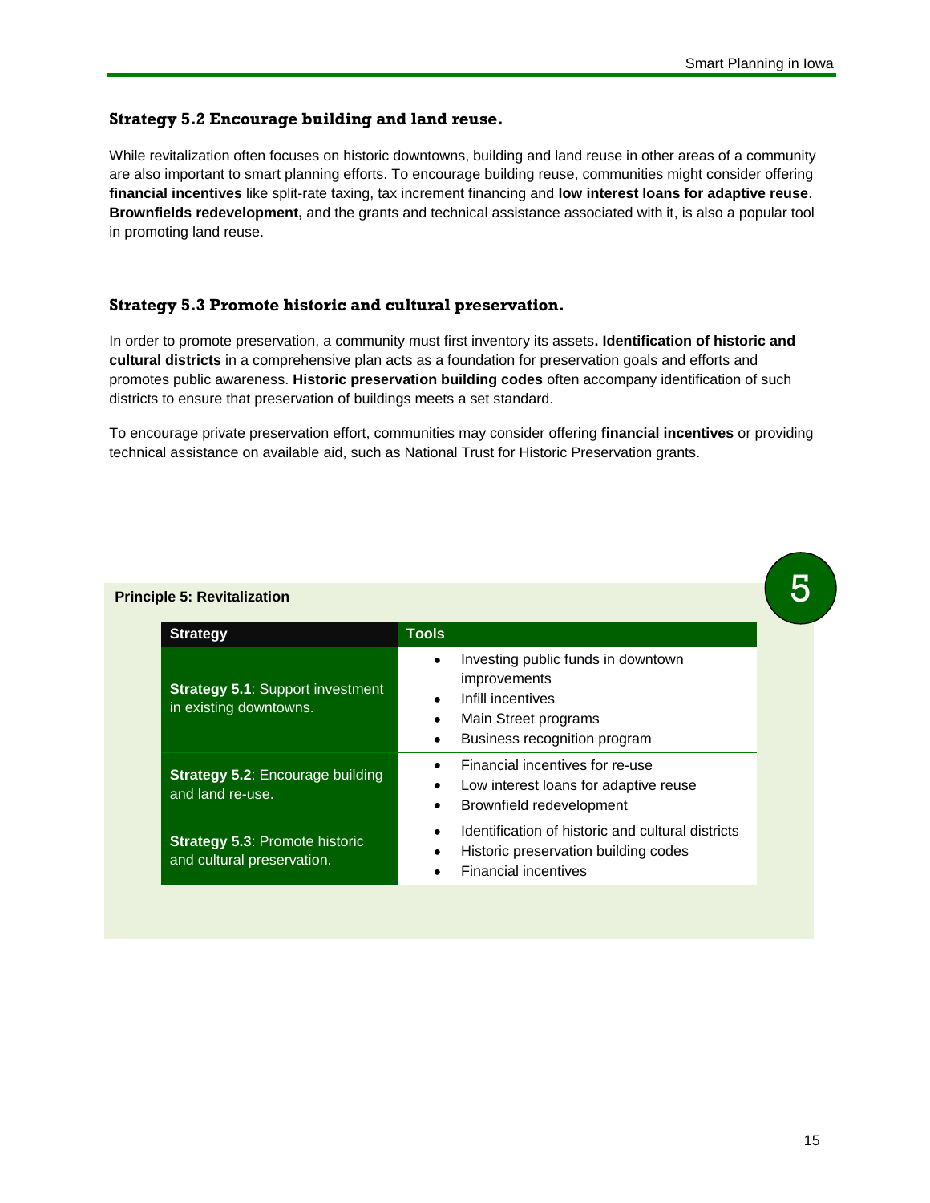### Strategy 5.2 Encourage building and land reuse.

While revitalization often focuses on historic downtowns, building and land reuse in other areas of a community are also important to smart planning efforts. To encourage building reuse, communities might consider offering **financial incentives** like split-rate taxing, tax increment financing and **low interest loans for adaptive reuse**. **Brownfields redevelopment,** and the grants and technical assistance associated with it, is also a popular tool in promoting land reuse.

### Strategy 5.3 Promote historic and cultural preservation.

In order to promote preservation, a community must first inventory its assets**. Identification of historic and cultural districts** in a comprehensive plan acts as a foundation for preservation goals and efforts and promotes public awareness. **Historic preservation building codes** often accompany identification of such districts to ensure that preservation of buildings meets a set standard.

To encourage private preservation effort, communities may consider offering **financial incentives** or providing technical assistance on available aid, such as National Trust for Historic Preservation grants.

5

**Principle 5: Revitalization**

| Strategy | Tools |
|---|---|
| **Strategy 5.1**: Support investment in existing downtowns. | • Investing public funds in downtown improvements<br>• Infill incentives<br>• Main Street programs<br>• Business recognition program |
| **Strategy 5.2**: Encourage building and land re-use. | • Financial incentives for re-use<br>• Low interest loans for adaptive reuse<br>• Brownfield redevelopment |
| **Strategy 5.3**: Promote historic and cultural preservation. | • Identification of historic and cultural districts<br>• Historic preservation building codes<br>• Financial incentives |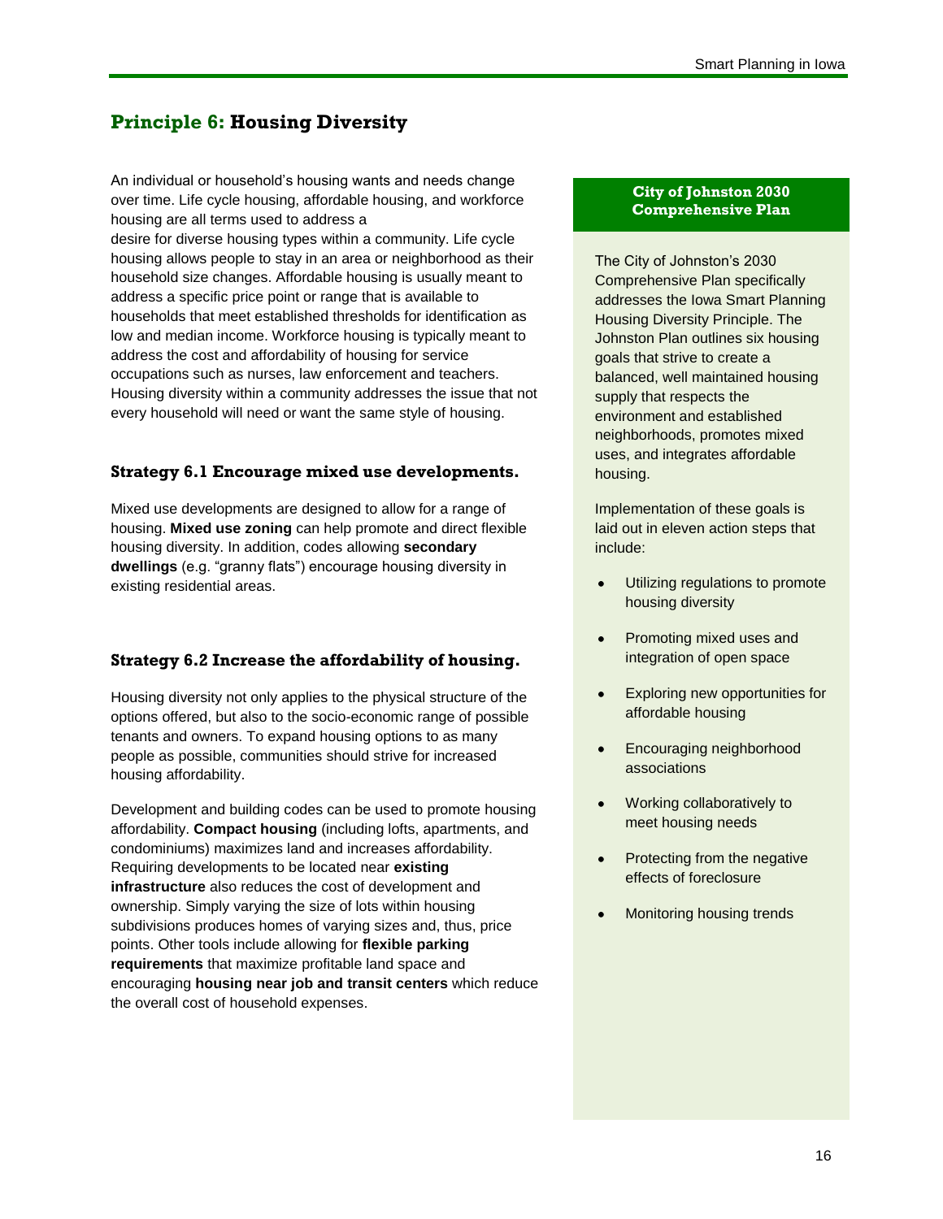## Principle 6: Housing Diversity

An individual or household's housing wants and needs change over time. Life cycle housing, affordable housing, and workforce housing are all terms used to address a desire for diverse housing types within a community. Life cycle housing allows people to stay in an area or neighborhood as their household size changes. Affordable housing is usually meant to address a specific price point or range that is available to households that meet established thresholds for identification as low and median income. Workforce housing is typically meant to address the cost and affordability of housing for service occupations such as nurses, law enforcement and teachers. Housing diversity within a community addresses the issue that not every household will need or want the same style of housing.

### Strategy 6.1 Encourage mixed use developments.

Mixed use developments are designed to allow for a range of housing. **Mixed use zoning** can help promote and direct flexible housing diversity. In addition, codes allowing **secondary dwellings** (e.g. "granny flats") encourage housing diversity in existing residential areas.

### Strategy 6.2 Increase the affordability of housing.

Housing diversity not only applies to the physical structure of the options offered, but also to the socio-economic range of possible tenants and owners. To expand housing options to as many people as possible, communities should strive for increased housing affordability.

Development and building codes can be used to promote housing affordability. **Compact housing** (including lofts, apartments, and condominiums) maximizes land and increases affordability. Requiring developments to be located near **existing infrastructure** also reduces the cost of development and ownership. Simply varying the size of lots within housing subdivisions produces homes of varying sizes and, thus, price points. Other tools include allowing for **flexible parking requirements** that maximize profitable land space and encouraging **housing near job and transit centers** which reduce the overall cost of household expenses.

**City of Johnston 2030 Comprehensive Plan**

The City of Johnston's 2030 Comprehensive Plan specifically addresses the Iowa Smart Planning Housing Diversity Principle. The Johnston Plan outlines six housing goals that strive to create a balanced, well maintained housing supply that respects the environment and established neighborhoods, promotes mixed uses, and integrates affordable housing.

Implementation of these goals is laid out in eleven action steps that include:

- Utilizing regulations to promote housing diversity
- Promoting mixed uses and integration of open space
- Exploring new opportunities for affordable housing
- Encouraging neighborhood associations
- Working collaboratively to meet housing needs
- Protecting from the negative effects of foreclosure
- Monitoring housing trends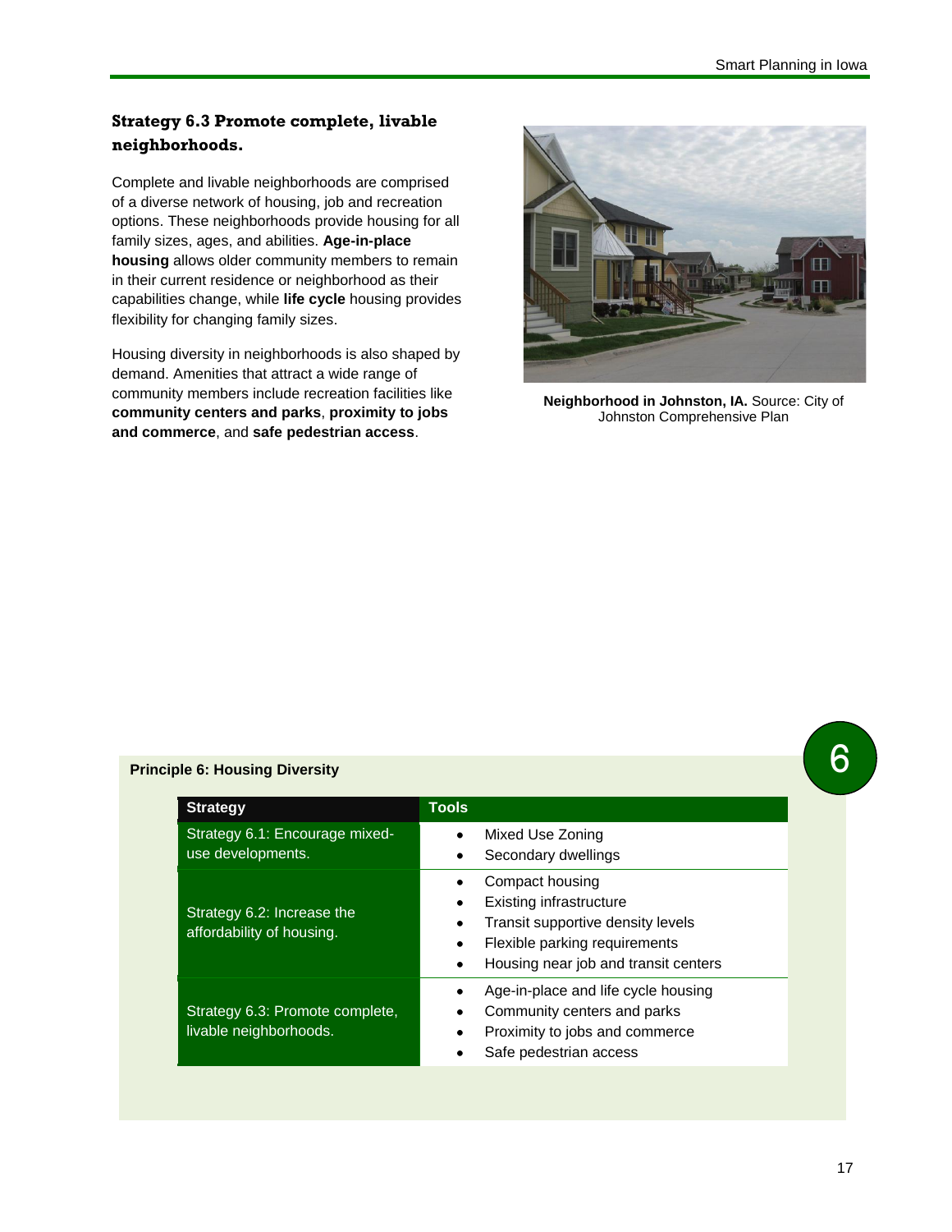### Strategy 6.3 Promote complete, livable neighborhoods.

Complete and livable neighborhoods are comprised of a diverse network of housing, job and recreation options. These neighborhoods provide housing for all family sizes, ages, and abilities. **Age-in-place housing** allows older community members to remain in their current residence or neighborhood as their capabilities change, while **life cycle** housing provides flexibility for changing family sizes.

Housing diversity in neighborhoods is also shaped by demand. Amenities that attract a wide range of community members include recreation facilities like **community centers and parks**, **proximity to jobs and commerce**, and **safe pedestrian access**.

**Neighborhood in Johnston, IA.** Source: City of Johnston Comprehensive Plan

6

**Principle 6: Housing Diversity**

| Strategy | Tools |
|---|---|
| Strategy 6.1: Encourage mixed-use developments. | • Mixed Use Zoning<br>• Secondary dwellings |
| Strategy 6.2: Increase the affordability of housing. | • Compact housing<br>• Existing infrastructure<br>• Transit supportive density levels<br>• Flexible parking requirements<br>• Housing near job and transit centers |
| Strategy 6.3: Promote complete, livable neighborhoods. | • Age-in-place and life cycle housing<br>• Community centers and parks<br>• Proximity to jobs and commerce<br>• Safe pedestrian access |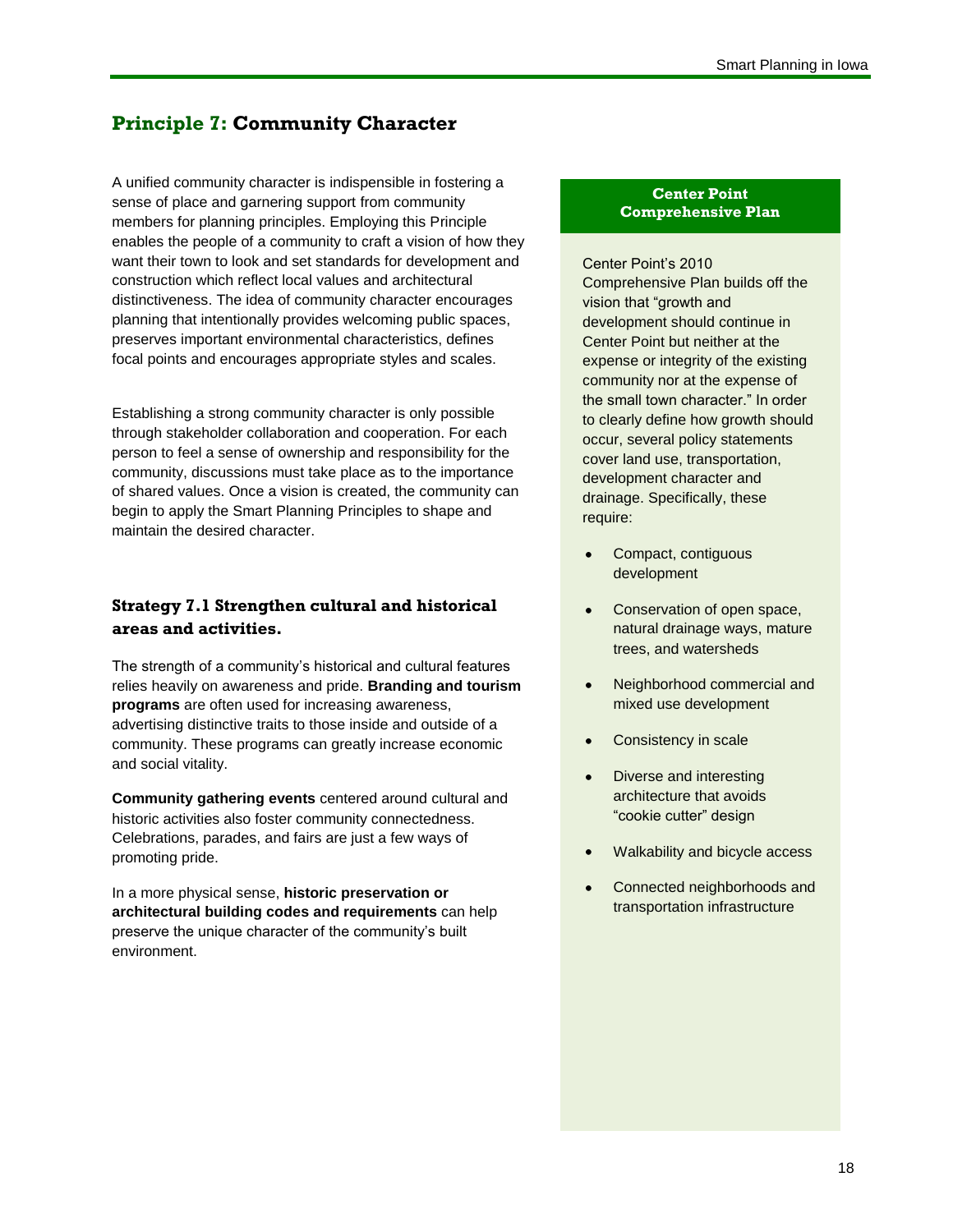## Principle 7: Community Character

A unified community character is indispensible in fostering a sense of place and garnering support from community members for planning principles. Employing this Principle enables the people of a community to craft a vision of how they want their town to look and set standards for development and construction which reflect local values and architectural distinctiveness. The idea of community character encourages planning that intentionally provides welcoming public spaces, preserves important environmental characteristics, defines focal points and encourages appropriate styles and scales.

Establishing a strong community character is only possible through stakeholder collaboration and cooperation. For each person to feel a sense of ownership and responsibility for the community, discussions must take place as to the importance of shared values. Once a vision is created, the community can begin to apply the Smart Planning Principles to shape and maintain the desired character.

### Strategy 7.1 Strengthen cultural and historical areas and activities.

The strength of a community's historical and cultural features relies heavily on awareness and pride. **Branding and tourism programs** are often used for increasing awareness, advertising distinctive traits to those inside and outside of a community. These programs can greatly increase economic and social vitality.

**Community gathering events** centered around cultural and historic activities also foster community connectedness. Celebrations, parades, and fairs are just a few ways of promoting pride.

In a more physical sense, **historic preservation or architectural building codes and requirements** can help preserve the unique character of the community's built environment.

**Center Point Comprehensive Plan**

Center Point's 2010 Comprehensive Plan builds off the vision that "growth and development should continue in Center Point but neither at the expense or integrity of the existing community nor at the expense of the small town character." In order to clearly define how growth should occur, several policy statements cover land use, transportation, development character and drainage. Specifically, these require:

- Compact, contiguous development
- Conservation of open space, natural drainage ways, mature trees, and watersheds
- Neighborhood commercial and mixed use development
- Consistency in scale
- Diverse and interesting architecture that avoids "cookie cutter" design
- Walkability and bicycle access
- Connected neighborhoods and transportation infrastructure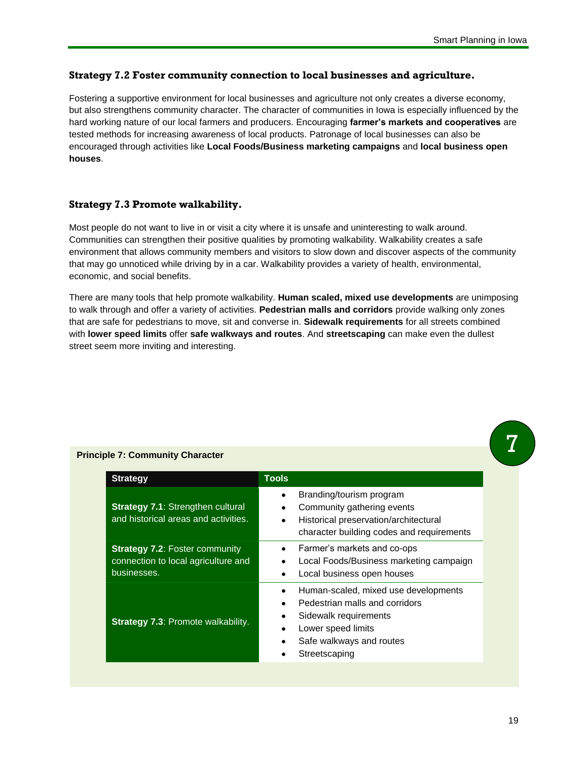### Strategy 7.2 Foster community connection to local businesses and agriculture.

Fostering a supportive environment for local businesses and agriculture not only creates a diverse economy, but also strengthens community character. The character of communities in Iowa is especially influenced by the hard working nature of our local farmers and producers. Encouraging **farmer's markets and cooperatives** are tested methods for increasing awareness of local products. Patronage of local businesses can also be encouraged through activities like **Local Foods/Business marketing campaigns** and **local business open houses**.

### Strategy 7.3 Promote walkability.

Most people do not want to live in or visit a city where it is unsafe and uninteresting to walk around. Communities can strengthen their positive qualities by promoting walkability. Walkability creates a safe environment that allows community members and visitors to slow down and discover aspects of the community that may go unnoticed while driving by in a car. Walkability provides a variety of health, environmental, economic, and social benefits.

There are many tools that help promote walkability. **Human scaled, mixed use developments** are unimposing to walk through and offer a variety of activities. **Pedestrian malls and corridors** provide walking only zones that are safe for pedestrians to move, sit and converse in. **Sidewalk requirements** for all streets combined with **lower speed limits** offer **safe walkways and routes**. And **streetscaping** can make even the dullest street seem more inviting and interesting.

**Principle 7: Community Character**

| Strategy | Tools |
|---|---|
| **Strategy 7.1**: Strengthen cultural and historical areas and activities. | • Branding/tourism program<br>• Community gathering events<br>• Historical preservation/architectural character building codes and requirements |
| **Strategy 7.2**: Foster community connection to local agriculture and businesses. | • Farmer's markets and co-ops<br>• Local Foods/Business marketing campaign<br>• Local business open houses |
| **Strategy 7.3**: Promote walkability. | • Human-scaled, mixed use developments<br>• Pedestrian malls and corridors<br>• Sidewalk requirements<br>• Lower speed limits<br>• Safe walkways and routes<br>• Streetscaping |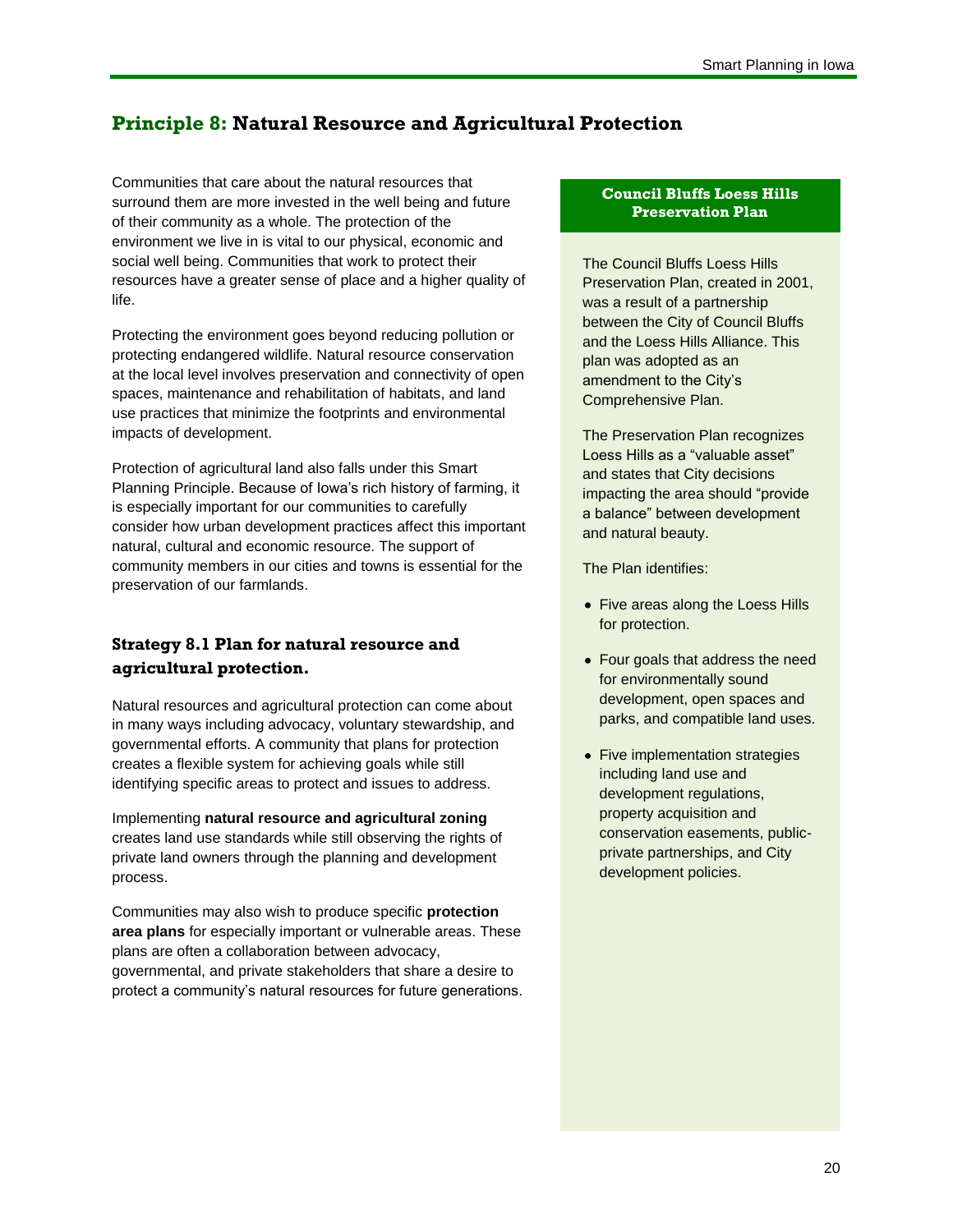## Principle 8: Natural Resource and Agricultural Protection

Communities that care about the natural resources that surround them are more invested in the well being and future of their community as a whole. The protection of the environment we live in is vital to our physical, economic and social well being. Communities that work to protect their resources have a greater sense of place and a higher quality of life.

Protecting the environment goes beyond reducing pollution or protecting endangered wildlife. Natural resource conservation at the local level involves preservation and connectivity of open spaces, maintenance and rehabilitation of habitats, and land use practices that minimize the footprints and environmental impacts of development.

Protection of agricultural land also falls under this Smart Planning Principle. Because of Iowa's rich history of farming, it is especially important for our communities to carefully consider how urban development practices affect this important natural, cultural and economic resource. The support of community members in our cities and towns is essential for the preservation of our farmlands.

### Strategy 8.1 Plan for natural resource and agricultural protection.

Natural resources and agricultural protection can come about in many ways including advocacy, voluntary stewardship, and governmental efforts. A community that plans for protection creates a flexible system for achieving goals while still identifying specific areas to protect and issues to address.

Implementing **natural resource and agricultural zoning** creates land use standards while still observing the rights of private land owners through the planning and development process.

Communities may also wish to produce specific **protection area plans** for especially important or vulnerable areas. These plans are often a collaboration between advocacy, governmental, and private stakeholders that share a desire to protect a community's natural resources for future generations.

#### Council Bluffs Loess Hills Preservation Plan

The Council Bluffs Loess Hills Preservation Plan, created in 2001, was a result of a partnership between the City of Council Bluffs and the Loess Hills Alliance. This plan was adopted as an amendment to the City's Comprehensive Plan.

The Preservation Plan recognizes Loess Hills as a "valuable asset" and states that City decisions impacting the area should "provide a balance" between development and natural beauty.

The Plan identifies:

- Five areas along the Loess Hills for protection.
- Four goals that address the need for environmentally sound development, open spaces and parks, and compatible land uses.
- Five implementation strategies including land use and development regulations, property acquisition and conservation easements, public-private partnerships, and City development policies.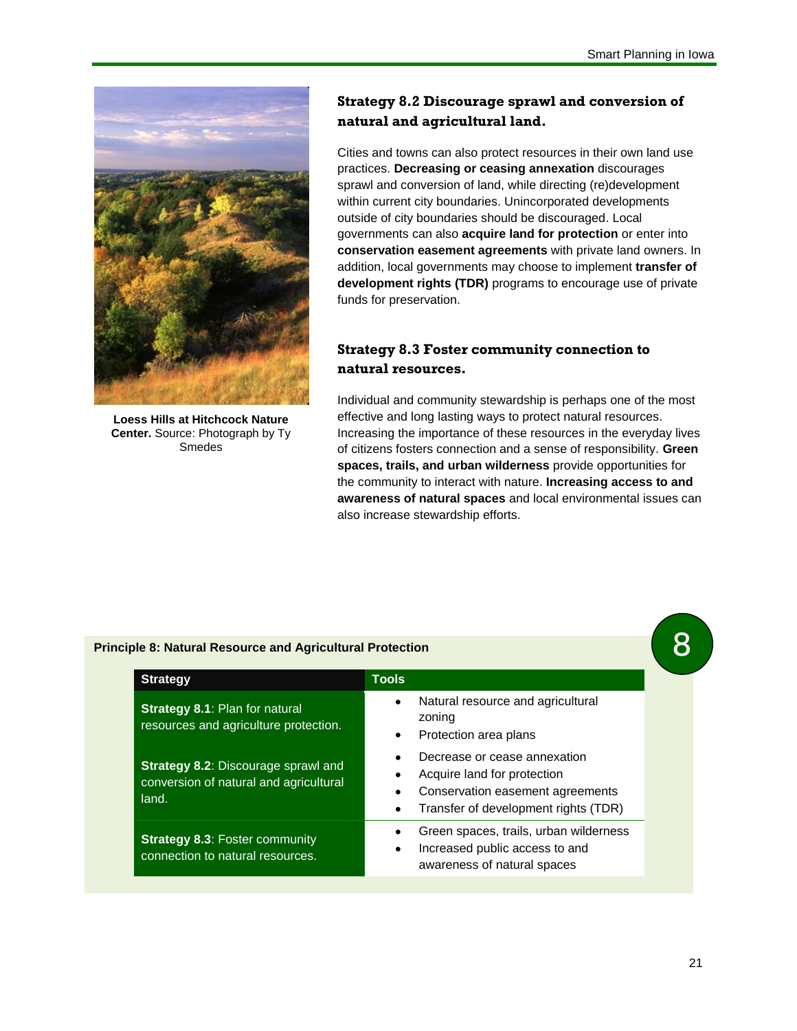Loess Hills at Hitchcock Nature Center. Source: Photograph by Ty Smedes

### Strategy 8.2 Discourage sprawl and conversion of natural and agricultural land.

Cities and towns can also protect resources in their own land use practices. **Decreasing or ceasing annexation** discourages sprawl and conversion of land, while directing (re)development within current city boundaries. Unincorporated developments outside of city boundaries should be discouraged. Local governments can also **acquire land for protection** or enter into **conservation easement agreements** with private land owners. In addition, local governments may choose to implement **transfer of development rights (TDR)** programs to encourage use of private funds for preservation.

### Strategy 8.3 Foster community connection to natural resources.

Individual and community stewardship is perhaps one of the most effective and long lasting ways to protect natural resources. Increasing the importance of these resources in the everyday lives of citizens fosters connection and a sense of responsibility. **Green spaces, trails, and urban wilderness** provide opportunities for the community to interact with nature. **Increasing access to and awareness of natural spaces** and local environmental issues can also increase stewardship efforts.

**Principle 8: Natural Resource and Agricultural Protection**

| Strategy | Tools |
|---|---|
| **Strategy 8.1**: Plan for natural resources and agriculture protection. | • Natural resource and agricultural zoning<br>• Protection area plans |
| **Strategy 8.2**: Discourage sprawl and conversion of natural and agricultural land. | • Decrease or cease annexation<br>• Acquire land for protection<br>• Conservation easement agreements<br>• Transfer of development rights (TDR) |
| **Strategy 8.3**: Foster community connection to natural resources. | • Green spaces, trails, urban wilderness<br>• Increased public access to and awareness of natural spaces |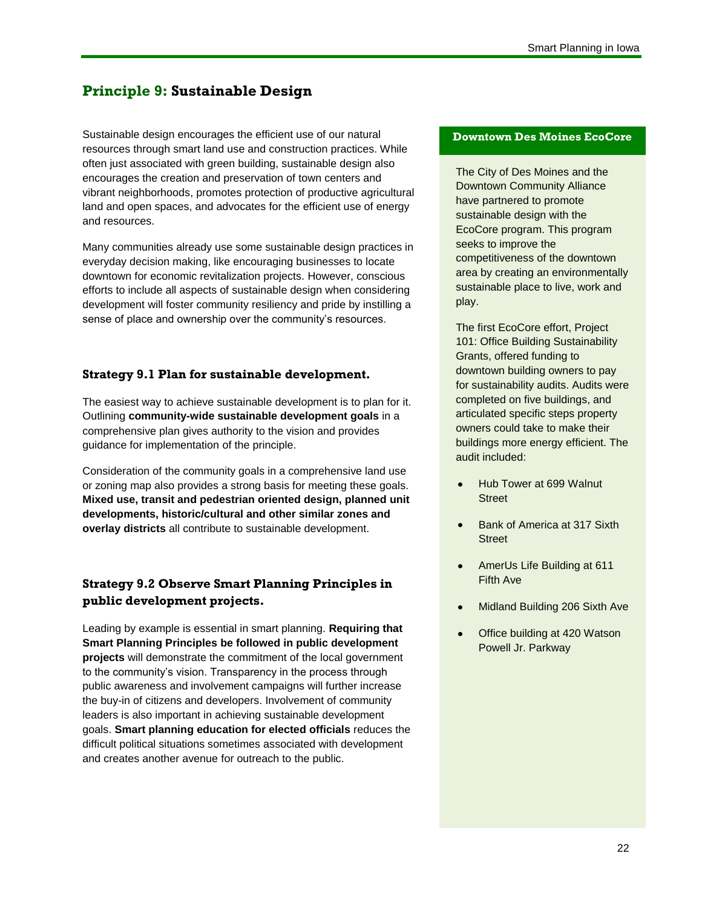## Principle 9: Sustainable Design

Sustainable design encourages the efficient use of our natural resources through smart land use and construction practices. While often just associated with green building, sustainable design also encourages the creation and preservation of town centers and vibrant neighborhoods, promotes protection of productive agricultural land and open spaces, and advocates for the efficient use of energy and resources.

Many communities already use some sustainable design practices in everyday decision making, like encouraging businesses to locate downtown for economic revitalization projects. However, conscious efforts to include all aspects of sustainable design when considering development will foster community resiliency and pride by instilling a sense of place and ownership over the community's resources.

### Strategy 9.1 Plan for sustainable development.

The easiest way to achieve sustainable development is to plan for it. Outlining **community-wide sustainable development goals** in a comprehensive plan gives authority to the vision and provides guidance for implementation of the principle.

Consideration of the community goals in a comprehensive land use or zoning map also provides a strong basis for meeting these goals. **Mixed use, transit and pedestrian oriented design, planned unit developments, historic/cultural and other similar zones and overlay districts** all contribute to sustainable development.

### Strategy 9.2 Observe Smart Planning Principles in public development projects.

Leading by example is essential in smart planning. **Requiring that Smart Planning Principles be followed in public development projects** will demonstrate the commitment of the local government to the community's vision. Transparency in the process through public awareness and involvement campaigns will further increase the buy-in of citizens and developers. Involvement of community leaders is also important in achieving sustainable development goals. **Smart planning education for elected officials** reduces the difficult political situations sometimes associated with development and creates another avenue for outreach to the public.

**Downtown Des Moines EcoCore**

The City of Des Moines and the Downtown Community Alliance have partnered to promote sustainable design with the EcoCore program. This program seeks to improve the competitiveness of the downtown area by creating an environmentally sustainable place to live, work and play.

The first EcoCore effort, Project 101: Office Building Sustainability Grants, offered funding to downtown building owners to pay for sustainability audits. Audits were completed on five buildings, and articulated specific steps property owners could take to make their buildings more energy efficient. The audit included:

- Hub Tower at 699 Walnut Street
- Bank of America at 317 Sixth Street
- AmerUs Life Building at 611 Fifth Ave
- Midland Building 206 Sixth Ave
- Office building at 420 Watson Powell Jr. Parkway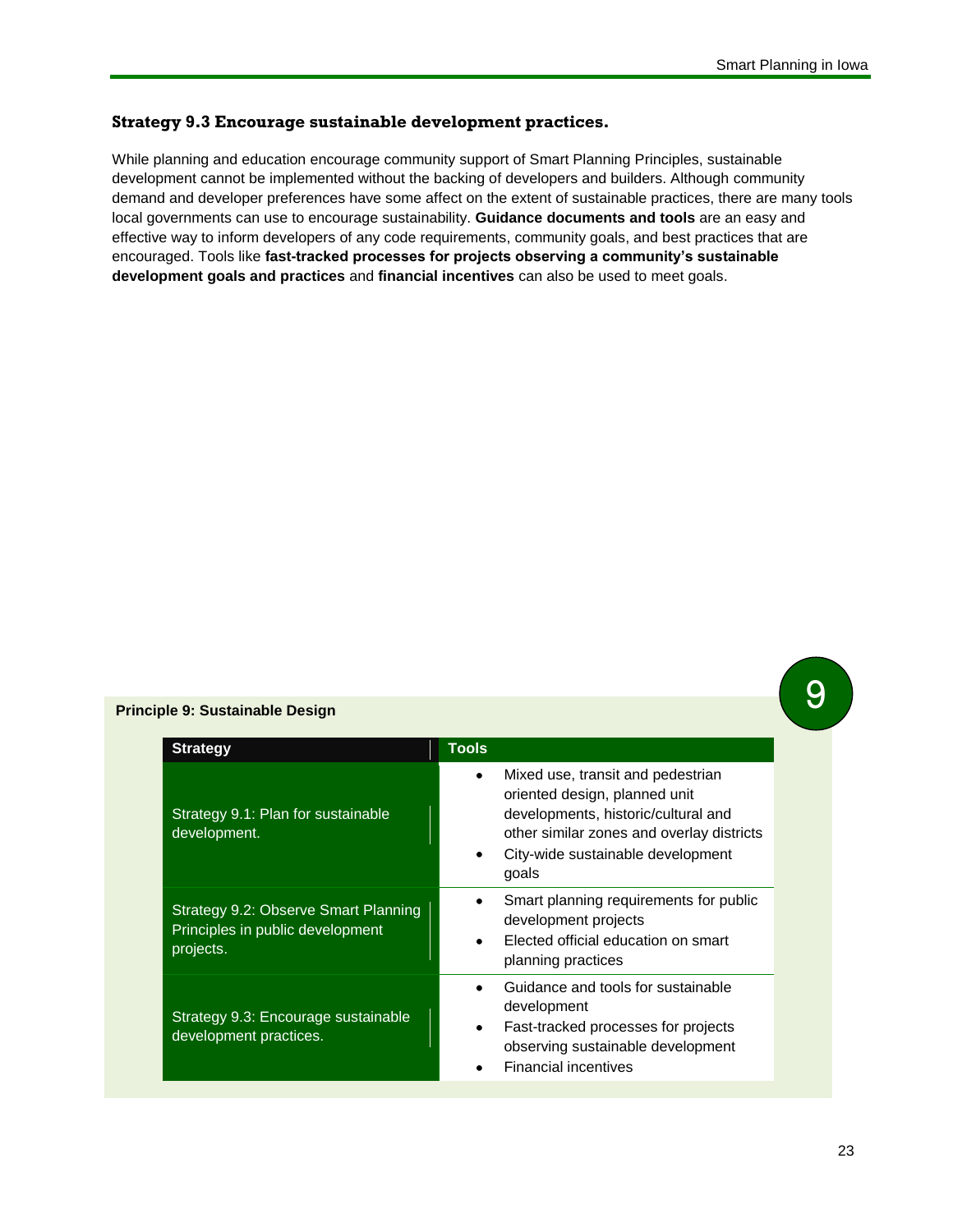### Strategy 9.3 Encourage sustainable development practices.

While planning and education encourage community support of Smart Planning Principles, sustainable development cannot be implemented without the backing of developers and builders. Although community demand and developer preferences have some affect on the extent of sustainable practices, there are many tools local governments can use to encourage sustainability. **Guidance documents and tools** are an easy and effective way to inform developers of any code requirements, community goals, and best practices that are encouraged. Tools like **fast-tracked processes for projects observing a community's sustainable development goals and practices** and **financial incentives** can also be used to meet goals.

**Principle 9: Sustainable Design**

| Strategy | Tools |
|---|---|
| Strategy 9.1: Plan for sustainable development. | • Mixed use, transit and pedestrian oriented design, planned unit developments, historic/cultural and other similar zones and overlay districts<br>• City-wide sustainable development goals |
| Strategy 9.2: Observe Smart Planning Principles in public development projects. | • Smart planning requirements for public development projects<br>• Elected official education on smart planning practices |
| Strategy 9.3: Encourage sustainable development practices. | • Guidance and tools for sustainable development<br>• Fast-tracked processes for projects observing sustainable development<br>• Financial incentives |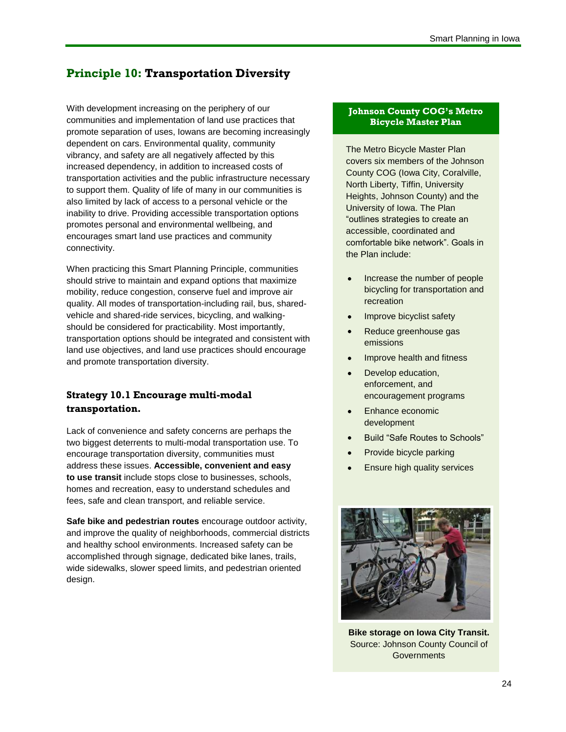## Principle 10: Transportation Diversity

With development increasing on the periphery of our communities and implementation of land use practices that promote separation of uses, Iowans are becoming increasingly dependent on cars. Environmental quality, community vibrancy, and safety are all negatively affected by this increased dependency, in addition to increased costs of transportation activities and the public infrastructure necessary to support them. Quality of life of many in our communities is also limited by lack of access to a personal vehicle or the inability to drive. Providing accessible transportation options promotes personal and environmental wellbeing, and encourages smart land use practices and community connectivity.

When practicing this Smart Planning Principle, communities should strive to maintain and expand options that maximize mobility, reduce congestion, conserve fuel and improve air quality. All modes of transportation-including rail, bus, shared-vehicle and shared-ride services, bicycling, and walking-should be considered for practicability. Most importantly, transportation options should be integrated and consistent with land use objectives, and land use practices should encourage and promote transportation diversity.

### Strategy 10.1 Encourage multi-modal transportation.

Lack of convenience and safety concerns are perhaps the two biggest deterrents to multi-modal transportation use. To encourage transportation diversity, communities must address these issues. **Accessible, convenient and easy to use transit** include stops close to businesses, schools, homes and recreation, easy to understand schedules and fees, safe and clean transport, and reliable service.

**Safe bike and pedestrian routes** encourage outdoor activity, and improve the quality of neighborhoods, commercial districts and healthy school environments. Increased safety can be accomplished through signage, dedicated bike lanes, trails, wide sidewalks, slower speed limits, and pedestrian oriented design.

#### Johnson County COG's Metro Bicycle Master Plan

The Metro Bicycle Master Plan covers six members of the Johnson County COG (Iowa City, Coralville, North Liberty, Tiffin, University Heights, Johnson County) and the University of Iowa. The Plan "outlines strategies to create an accessible, coordinated and comfortable bike network". Goals in the Plan include:

- Increase the number of people bicycling for transportation and recreation
- Improve bicyclist safety
- Reduce greenhouse gas emissions
- Improve health and fitness
- Develop education, enforcement, and encouragement programs
- Enhance economic development
- Build "Safe Routes to Schools"
- Provide bicycle parking
- Ensure high quality services

**Bike storage on Iowa City Transit.** Source: Johnson County Council of Governments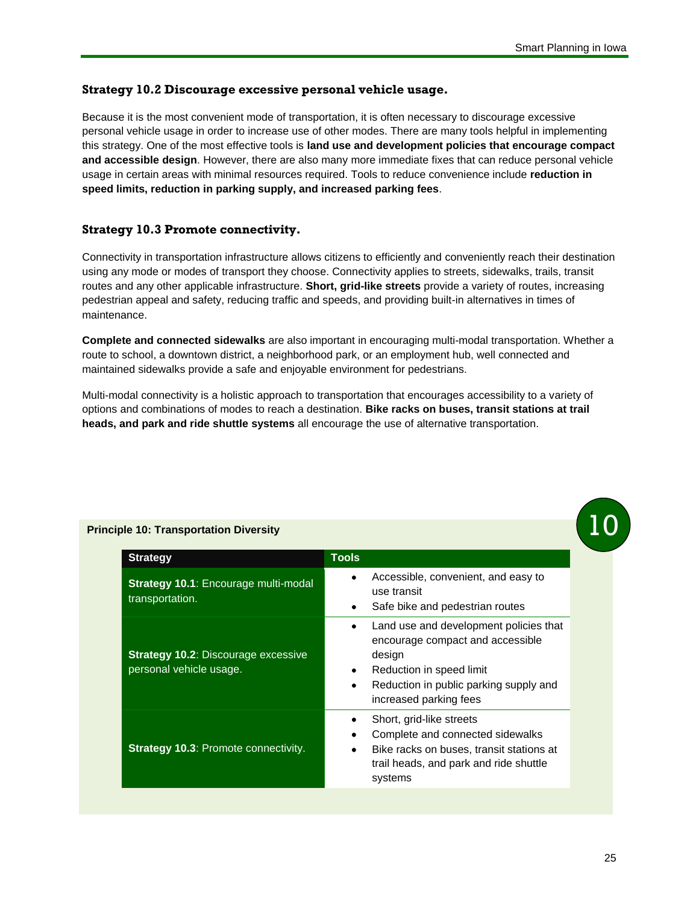### Strategy 10.2 Discourage excessive personal vehicle usage.

Because it is the most convenient mode of transportation, it is often necessary to discourage excessive personal vehicle usage in order to increase use of other modes. There are many tools helpful in implementing this strategy. One of the most effective tools is **land use and development policies that encourage compact and accessible design**. However, there are also many more immediate fixes that can reduce personal vehicle usage in certain areas with minimal resources required. Tools to reduce convenience include **reduction in speed limits, reduction in parking supply, and increased parking fees**.

### Strategy 10.3 Promote connectivity.

Connectivity in transportation infrastructure allows citizens to efficiently and conveniently reach their destination using any mode or modes of transport they choose. Connectivity applies to streets, sidewalks, trails, transit routes and any other applicable infrastructure. **Short, grid-like streets** provide a variety of routes, increasing pedestrian appeal and safety, reducing traffic and speeds, and providing built-in alternatives in times of maintenance.

**Complete and connected sidewalks** are also important in encouraging multi-modal transportation. Whether a route to school, a downtown district, a neighborhood park, or an employment hub, well connected and maintained sidewalks provide a safe and enjoyable environment for pedestrians.

Multi-modal connectivity is a holistic approach to transportation that encourages accessibility to a variety of options and combinations of modes to reach a destination. **Bike racks on buses, transit stations at trail heads, and park and ride shuttle systems** all encourage the use of alternative transportation.

**Principle 10: Transportation Diversity**

| Strategy | Tools |
| --- | --- |
| **Strategy 10.1**: Encourage multi-modal transportation. | • Accessible, convenient, and easy to use transit<br>• Safe bike and pedestrian routes |
| **Strategy 10.2**: Discourage excessive personal vehicle usage. | • Land use and development policies that encourage compact and accessible design<br>• Reduction in speed limit<br>• Reduction in public parking supply and increased parking fees |
| **Strategy 10.3**: Promote connectivity. | • Short, grid-like streets<br>• Complete and connected sidewalks<br>• Bike racks on buses, transit stations at trail heads, and park and ride shuttle systems |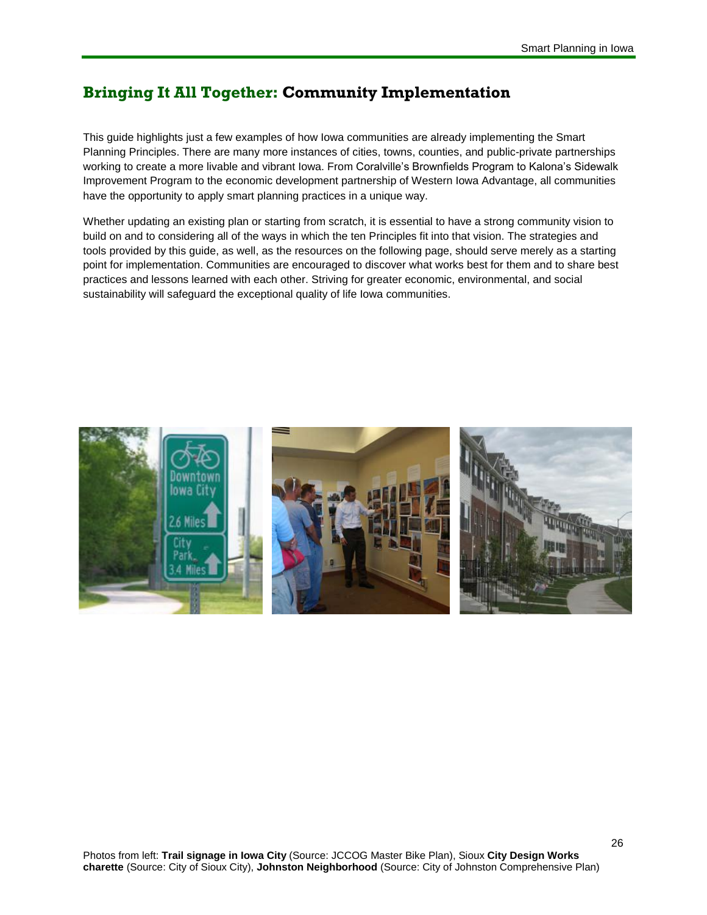## **Bringing It All Together:** Community Implementation

This guide highlights just a few examples of how Iowa communities are already implementing the Smart Planning Principles. There are many more instances of cities, towns, counties, and public-private partnerships working to create a more livable and vibrant Iowa. From Coralville's Brownfields Program to Kalona's Sidewalk Improvement Program to the economic development partnership of Western Iowa Advantage, all communities have the opportunity to apply smart planning practices in a unique way.

Whether updating an existing plan or starting from scratch, it is essential to have a strong community vision to build on and to considering all of the ways in which the ten Principles fit into that vision. The strategies and tools provided by this guide, as well, as the resources on the following page, should serve merely as a starting point for implementation. Communities are encouraged to discover what works best for them and to share best practices and lessons learned with each other. Striving for greater economic, environmental, and social sustainability will safeguard the exceptional quality of life Iowa communities.

Photos from left: **Trail signage in Iowa City** (Source: JCCOG Master Bike Plan), Sioux **City Design Works charette** (Source: City of Sioux City), **Johnston Neighborhood** (Source: City of Johnston Comprehensive Plan)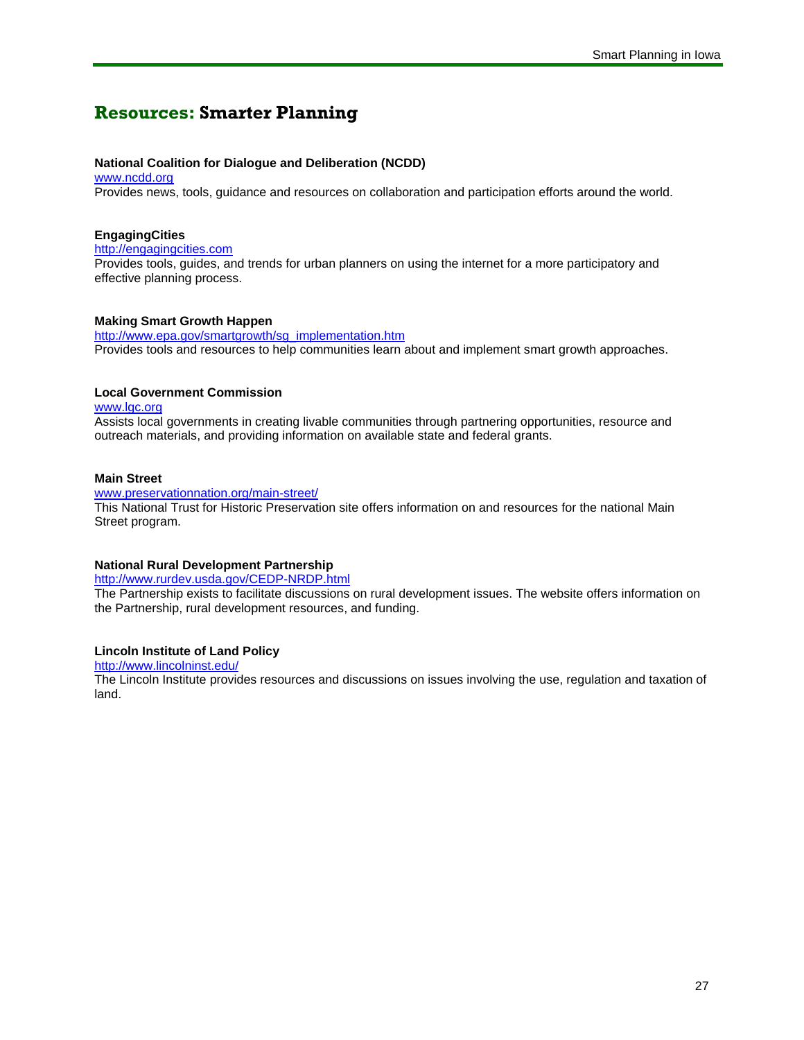## Resources: Smarter Planning

**National Coalition for Dialogue and Deliberation (NCDD)**
www.ncdd.org
Provides news, tools, guidance and resources on collaboration and participation efforts around the world.

**EngagingCities**
http://engagingcities.com
Provides tools, guides, and trends for urban planners on using the internet for a more participatory and effective planning process.

**Making Smart Growth Happen**
http://www.epa.gov/smartgrowth/sg_implementation.htm
Provides tools and resources to help communities learn about and implement smart growth approaches.

**Local Government Commission**
www.lgc.org
Assists local governments in creating livable communities through partnering opportunities, resource and outreach materials, and providing information on available state and federal grants.

**Main Street**
www.preservationnation.org/main-street/
This National Trust for Historic Preservation site offers information on and resources for the national Main Street program.

**National Rural Development Partnership**
http://www.rurdev.usda.gov/CEDP-NRDP.html
The Partnership exists to facilitate discussions on rural development issues. The website offers information on the Partnership, rural development resources, and funding.

**Lincoln Institute of Land Policy**
http://www.lincolninst.edu/
The Lincoln Institute provides resources and discussions on issues involving the use, regulation and taxation of land.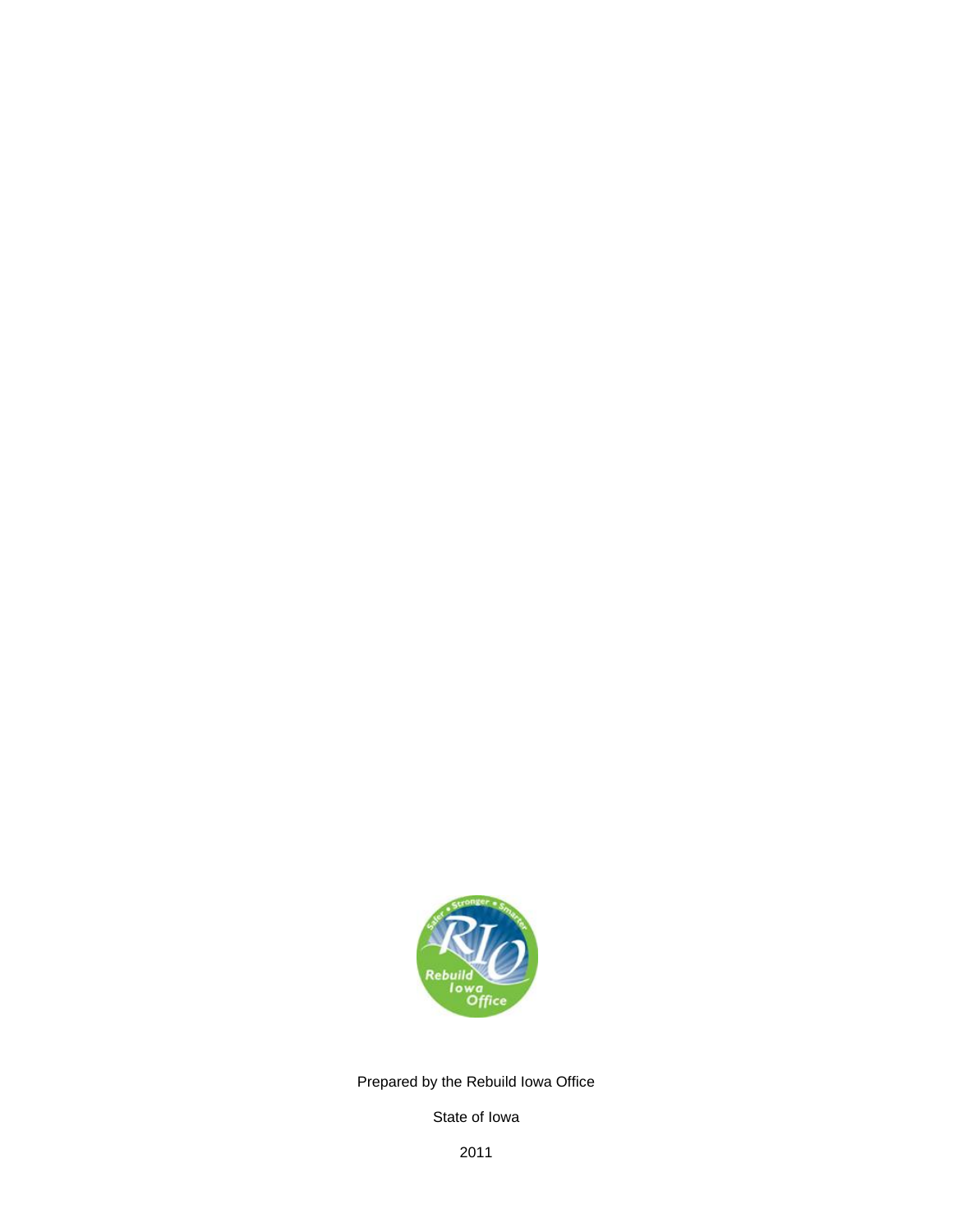Prepared by the Rebuild Iowa Office

State of Iowa

2011